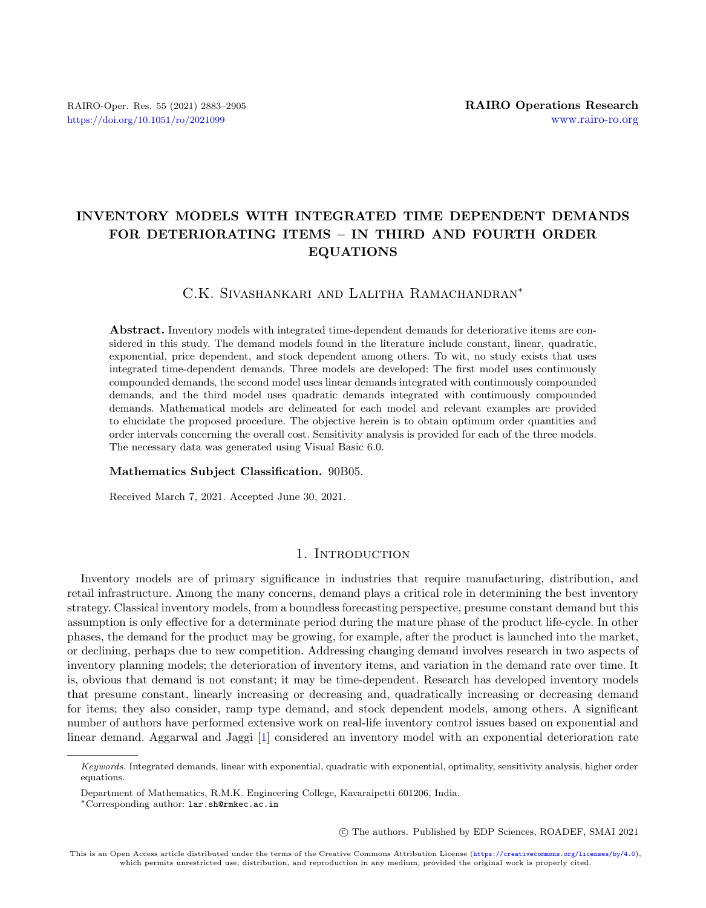# INVENTORY MODELS WITH INTEGRATED TIME DEPENDENT DEMANDS FOR DETERIORATING ITEMS – IN THIRD AND FOURTH ORDER EQUATIONS

C.K. Sivashankari and Lalitha Ramachandran*

**Abstract.** Inventory models with integrated time-dependent demands for deteriorative items are considered in this study. The demand models found in the literature include constant, linear, quadratic, exponential, price dependent, and stock dependent among others. To wit, no study exists that uses integrated time-dependent demands. Three models are developed: The first model uses continuously compounded demands, the second model uses linear demands integrated with continuously compounded demands, and the third model uses quadratic demands integrated with continuously compounded demands. Mathematical models are delineated for each model and relevant examples are provided to elucidate the proposed procedure. The objective herein is to obtain optimum order quantities and order intervals concerning the overall cost. Sensitivity analysis is provided for each of the three models. The necessary data was generated using Visual Basic 6.0.

**Mathematics Subject Classification.** 90B05.

Received March 7, 2021. Accepted June 30, 2021.

## 1. Introduction

Inventory models are of primary significance in industries that require manufacturing, distribution, and retail infrastructure. Among the many concerns, demand plays a critical role in determining the best inventory strategy. Classical inventory models, from a boundless forecasting perspective, presume constant demand but this assumption is only effective for a determinate period during the mature phase of the product life-cycle. In other phases, the demand for the product may be growing, for example, after the product is launched into the market, or declining, perhaps due to new competition. Addressing changing demand involves research in two aspects of inventory planning models; the deterioration of inventory items, and variation in the demand rate over time. It is, obvious that demand is not constant; it may be time-dependent. Research has developed inventory models that presume constant, linearly increasing or decreasing and, quadratically increasing or decreasing demand for items; they also consider, ramp type demand, and stock dependent models, among others. A significant number of authors have performed extensive work on real-life inventory control issues based on exponential and linear demand. Aggarwal and Jaggi [1] considered an inventory model with an exponential deterioration rate

*Keywords.* Integrated demands, linear with exponential, quadratic with exponential, optimality, sensitivity analysis, higher order equations.

Department of Mathematics, R.M.K. Engineering College, Kavaraipetti 601206, India.

*Corresponding author: lar.sh@rmkec.ac.in

© The authors. Published by EDP Sciences, ROADEF, SMAI 2021

This is an Open Access article distributed under the terms of the Creative Commons Attribution License (https://creativecommons.org/licenses/by/4.0), which permits unrestricted use, distribution, and reproduction in any medium, provided the original work is properly cited.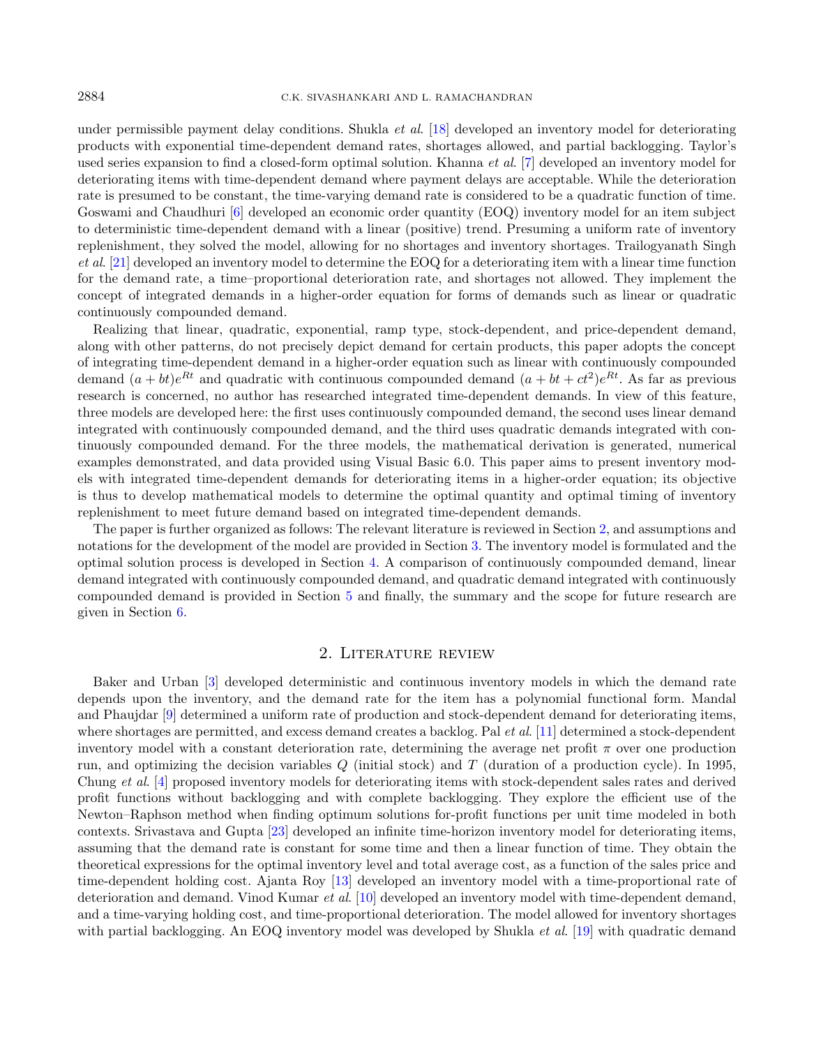under permissible payment delay conditions. Shukla *et al.* [18] developed an inventory model for deteriorating products with exponential time-dependent demand rates, shortages allowed, and partial backlogging. Taylor's used series expansion to find a closed-form optimal solution. Khanna *et al.* [7] developed an inventory model for deteriorating items with time-dependent demand where payment delays are acceptable. While the deterioration rate is presumed to be constant, the time-varying demand rate is considered to be a quadratic function of time. Goswami and Chaudhuri [6] developed an economic order quantity (EOQ) inventory model for an item subject to deterministic time-dependent demand with a linear (positive) trend. Presuming a uniform rate of inventory replenishment, they solved the model, allowing for no shortages and inventory shortages. Trailogyanath Singh *et al.* [21] developed an inventory model to determine the EOQ for a deteriorating item with a linear time function for the demand rate, a time–proportional deterioration rate, and shortages not allowed. They implement the concept of integrated demands in a higher-order equation for forms of demands such as linear or quadratic continuously compounded demand.

Realizing that linear, quadratic, exponential, ramp type, stock-dependent, and price-dependent demand, along with other patterns, do not precisely depict demand for certain products, this paper adopts the concept of integrating time-dependent demand in a higher-order equation such as linear with continuously compounded demand $(a + bt)e^{Rt}$ and quadratic with continuous compounded demand $(a + bt + ct^2)e^{Rt}$. As far as previous research is concerned, no author has researched integrated time-dependent demands. In view of this feature, three models are developed here: the first uses continuously compounded demand, the second uses linear demand integrated with continuously compounded demand, and the third uses quadratic demands integrated with continuously compounded demand. For the three models, the mathematical derivation is generated, numerical examples demonstrated, and data provided using Visual Basic 6.0. This paper aims to present inventory models with integrated time-dependent demands for deteriorating items in a higher-order equation; its objective is thus to develop mathematical models to determine the optimal quantity and optimal timing of inventory replenishment to meet future demand based on integrated time-dependent demands.

The paper is further organized as follows: The relevant literature is reviewed in Section 2, and assumptions and notations for the development of the model are provided in Section 3. The inventory model is formulated and the optimal solution process is developed in Section 4. A comparison of continuously compounded demand, linear demand integrated with continuously compounded demand, and quadratic demand integrated with continuously compounded demand is provided in Section 5 and finally, the summary and the scope for future research are given in Section 6.

## 2. Literature review

Baker and Urban [3] developed deterministic and continuous inventory models in which the demand rate depends upon the inventory, and the demand rate for the item has a polynomial functional form. Mandal and Phaujdar [9] determined a uniform rate of production and stock-dependent demand for deteriorating items, where shortages are permitted, and excess demand creates a backlog. Pal *et al.* [11] determined a stock-dependent inventory model with a constant deterioration rate, determining the average net profit $\pi$ over one production run, and optimizing the decision variables $Q$ (initial stock) and $T$ (duration of a production cycle). In 1995, Chung *et al.* [4] proposed inventory models for deteriorating items with stock-dependent sales rates and derived profit functions without backlogging and with complete backlogging. They explore the efficient use of the Newton–Raphson method when finding optimum solutions for-profit functions per unit time modeled in both contexts. Srivastava and Gupta [23] developed an infinite time-horizon inventory model for deteriorating items, assuming that the demand rate is constant for some time and then a linear function of time. They obtain the theoretical expressions for the optimal inventory level and total average cost, as a function of the sales price and time-dependent holding cost. Ajanta Roy [13] developed an inventory model with a time-proportional rate of deterioration and demand. Vinod Kumar *et al.* [10] developed an inventory model with time-dependent demand, and a time-varying holding cost, and time-proportional deterioration. The model allowed for inventory shortages with partial backlogging. An EOQ inventory model was developed by Shukla *et al.* [19] with quadratic demand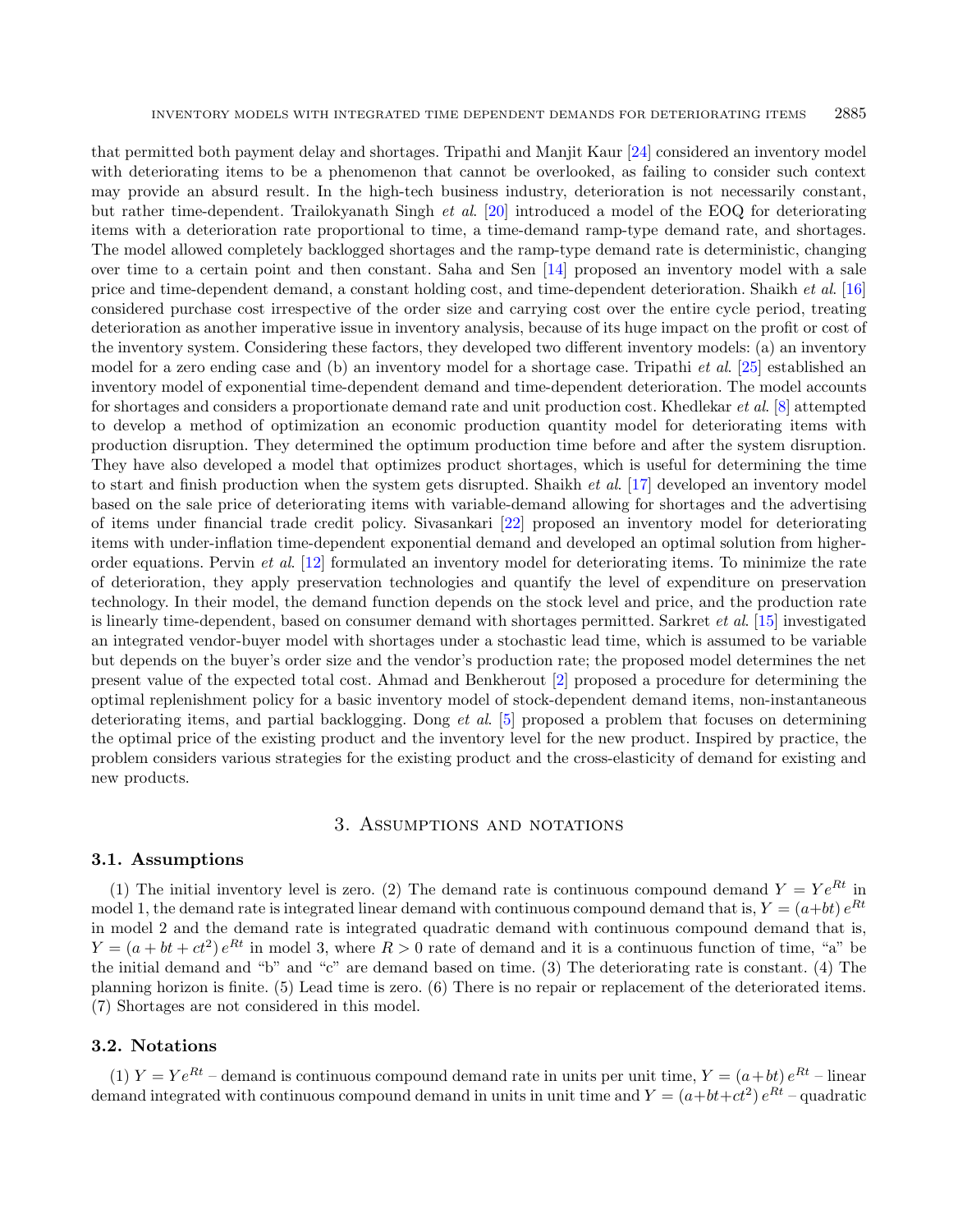that permitted both payment delay and shortages. Tripathi and Manjit Kaur [24] considered an inventory model with deteriorating items to be a phenomenon that cannot be overlooked, as failing to consider such context may provide an absurd result. In the high-tech business industry, deterioration is not necessarily constant, but rather time-dependent. Trailokyanath Singh *et al.* [20] introduced a model of the EOQ for deteriorating items with a deterioration rate proportional to time, a time-demand ramp-type demand rate, and shortages. The model allowed completely backlogged shortages and the ramp-type demand rate is deterministic, changing over time to a certain point and then constant. Saha and Sen [14] proposed an inventory model with a sale price and time-dependent demand, a constant holding cost, and time-dependent deterioration. Shaikh *et al.* [16] considered purchase cost irrespective of the order size and carrying cost over the entire cycle period, treating deterioration as another imperative issue in inventory analysis, because of its huge impact on the profit or cost of the inventory system. Considering these factors, they developed two different inventory models: (a) an inventory model for a zero ending case and (b) an inventory model for a shortage case. Tripathi *et al.* [25] established an inventory model of exponential time-dependent demand and time-dependent deterioration. The model accounts for shortages and considers a proportionate demand rate and unit production cost. Khedlekar *et al.* [8] attempted to develop a method of optimization an economic production quantity model for deteriorating items with production disruption. They determined the optimum production time before and after the system disruption. They have also developed a model that optimizes product shortages, which is useful for determining the time to start and finish production when the system gets disrupted. Shaikh *et al.* [17] developed an inventory model based on the sale price of deteriorating items with variable-demand allowing for shortages and the advertising of items under financial trade credit policy. Sivasankari [22] proposed an inventory model for deteriorating items with under-inflation time-dependent exponential demand and developed an optimal solution from higher-order equations. Pervin *et al.* [12] formulated an inventory model for deteriorating items. To minimize the rate of deterioration, they apply preservation technologies and quantify the level of expenditure on preservation technology. In their model, the demand function depends on the stock level and price, and the production rate is linearly time-dependent, based on consumer demand with shortages permitted. Sarkret *et al.* [15] investigated an integrated vendor-buyer model with shortages under a stochastic lead time, which is assumed to be variable but depends on the buyer's order size and the vendor's production rate; the proposed model determines the net present value of the expected total cost. Ahmad and Benkherout [2] proposed a procedure for determining the optimal replenishment policy for a basic inventory model of stock-dependent demand items, non-instantaneous deteriorating items, and partial backlogging. Dong *et al.* [5] proposed a problem that focuses on determining the optimal price of the existing product and the inventory level for the new product. Inspired by practice, the problem considers various strategies for the existing product and the cross-elasticity of demand for existing and new products.

## 3. Assumptions and notations

### 3.1. Assumptions

(1) The initial inventory level is zero. (2) The demand rate is continuous compound demand $Y = Ye^{Rt}$ in model 1, the demand rate is integrated linear demand with continuous compound demand that is, $Y = (a+bt)\, e^{Rt}$ in model 2 and the demand rate is integrated quadratic demand with continuous compound demand that is, $Y = (a + bt + ct^2)\, e^{Rt}$ in model 3, where $R > 0$ rate of demand and it is a continuous function of time, "a" be the initial demand and "b" and "c" are demand based on time. (3) The deteriorating rate is constant. (4) The planning horizon is finite. (5) Lead time is zero. (6) There is no repair or replacement of the deteriorated items. (7) Shortages are not considered in this model.

### 3.2. Notations

(1) $Y = Ye^{Rt}$ – demand is continuous compound demand rate in units per unit time, $Y = (a+bt)\, e^{Rt}$ – linear demand integrated with continuous compound demand in units in unit time and $Y = (a+bt+ct^2)\, e^{Rt}$ – quadratic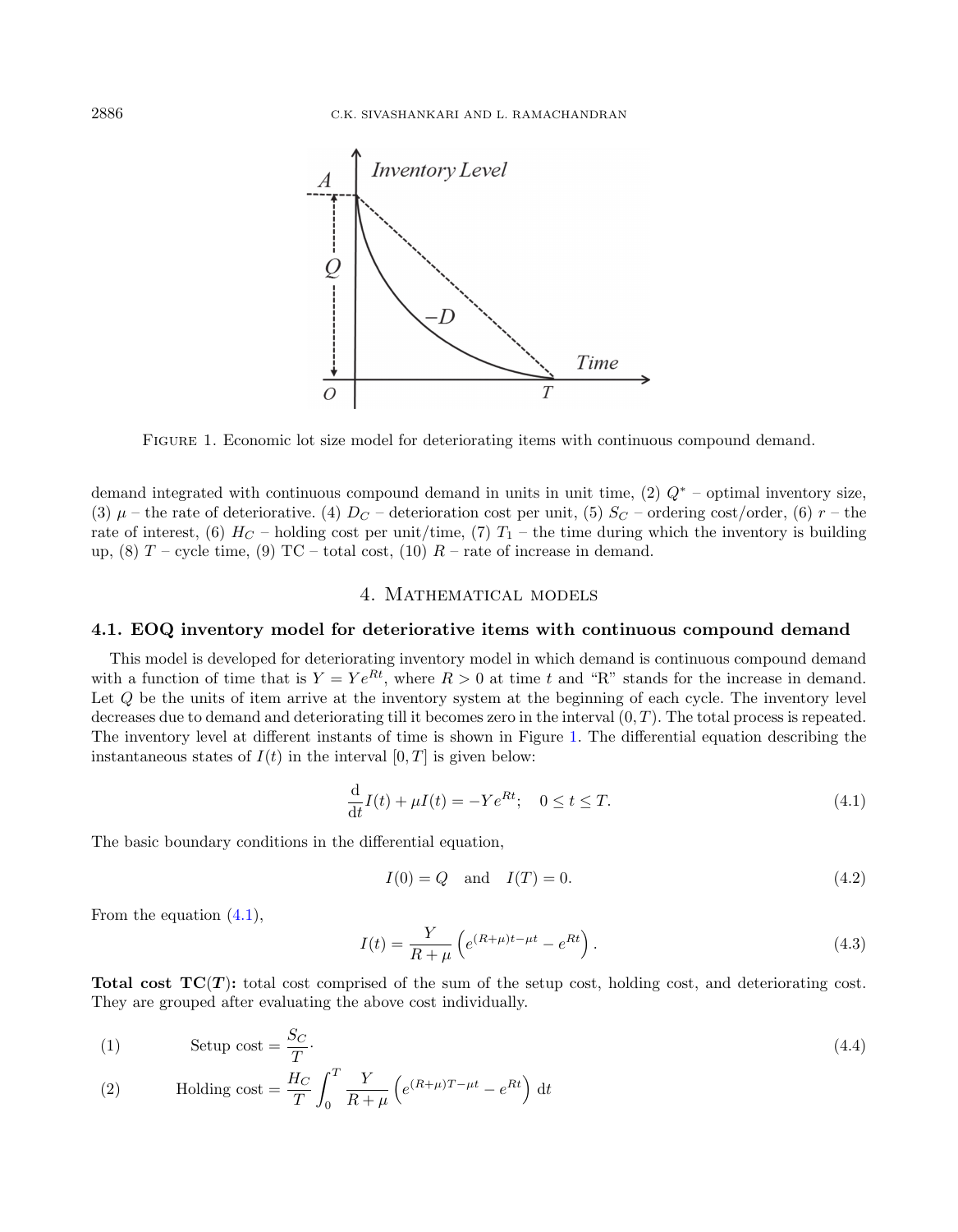Inventory Level

A

Q

−D

Time

O

T

Figure 1. Economic lot size model for deteriorating items with continuous compound demand.

demand integrated with continuous compound demand in units in unit time, (2) $Q^*$ – optimal inventory size, (3) $\mu$ – the rate of deteriorative. (4) $D_C$ – deterioration cost per unit, (5) $S_C$ – ordering cost/order, (6) $r$ – the rate of interest, (6) $H_C$ – holding cost per unit/time, (7) $T_1$ – the time during which the inventory is building up, (8) $T$ – cycle time, (9) TC – total cost, (10) $R$ – rate of increase in demand.

## 4. Mathematical models

### 4.1. EOQ inventory model for deteriorative items with continuous compound demand

This model is developed for deteriorating inventory model in which demand is continuous compound demand with a function of time that is $Y = Ye^{Rt}$, where $R > 0$ at time $t$ and "R" stands for the increase in demand. Let $Q$ be the units of item arrive at the inventory system at the beginning of each cycle. The inventory level decreases due to demand and deteriorating till it becomes zero in the interval $(0, T)$. The total process is repeated. The inventory level at different instants of time is shown in Figure 1. The differential equation describing the instantaneous states of $I(t)$ in the interval $[0, T]$ is given below:

$$\frac{\mathrm{d}}{\mathrm{d}t}I(t) + \mu I(t) = -Ye^{Rt}; \quad 0 \leq t \leq T. \tag{4.1}$$

The basic boundary conditions in the differential equation,

$$I(0) = Q \quad \text{and} \quad I(T) = 0. \tag{4.2}$$

From the equation (4.1),

$$I(t) = \frac{Y}{R+\mu}\left(e^{(R+\mu)t-\mu t} - e^{Rt}\right). \tag{4.3}$$

**Total cost TC($T$):** total cost comprised of the sum of the setup cost, holding cost, and deteriorating cost. They are grouped after evaluating the above cost individually.

$$\text{(1)} \qquad \text{Setup cost} = \frac{S_C}{T}. \tag{4.4}$$

$$\text{(2)} \qquad \text{Holding cost} = \frac{H_C}{T}\int_0^T \frac{Y}{R+\mu}\left(e^{(R+\mu)T-\mu t} - e^{Rt}\right)\,\mathrm{d}t$$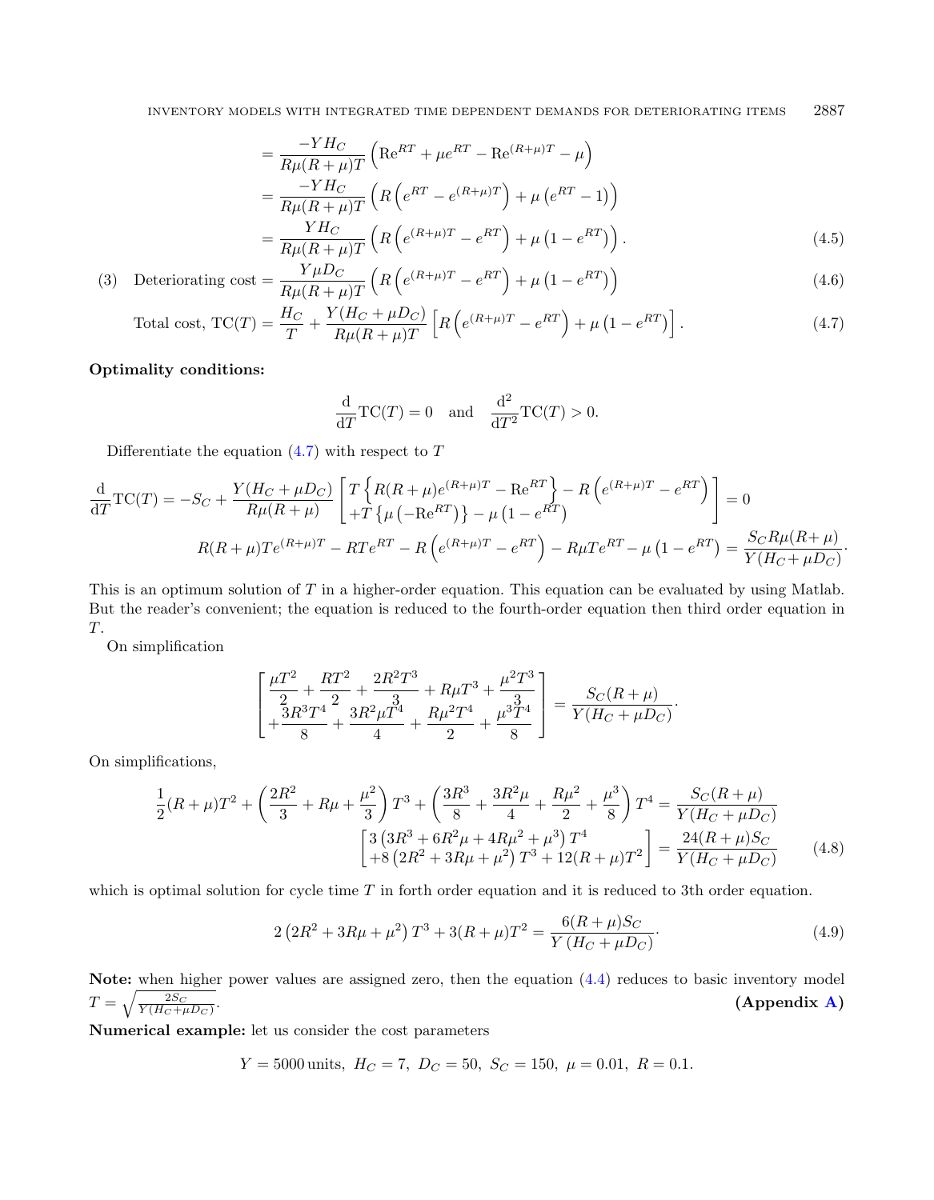$$= \frac{-YH_C}{R\mu(R+\mu)T}\left(\mathrm{Re}^{RT} + \mu e^{RT} - \mathrm{Re}^{(R+\mu)T} - \mu\right)$$

$$= \frac{-YH_C}{R\mu(R+\mu)T}\left(R\left(e^{RT} - e^{(R+\mu)T}\right) + \mu\left(e^{RT} - 1\right)\right)$$

$$= \frac{YH_C}{R\mu(R+\mu)T}\left(R\left(e^{(R+\mu)T} - e^{RT}\right) + \mu\left(1 - e^{RT}\right)\right). \tag{4.5}$$

(3) Deteriorating cost

$$\text{Deteriorating cost} = \frac{Y\mu D_C}{R\mu(R+\mu)T}\left(R\left(e^{(R+\mu)T} - e^{RT}\right) + \mu\left(1 - e^{RT}\right)\right) \tag{4.6}$$

$$\text{Total cost, } \mathrm{TC}(T) = \frac{H_C}{T} + \frac{Y(H_C + \mu D_C)}{R\mu(R+\mu)T}\left[R\left(e^{(R+\mu)T} - e^{RT}\right) + \mu\left(1 - e^{RT}\right)\right]. \tag{4.7}$$

**Optimality conditions:**

$$\frac{\mathrm{d}}{\mathrm{d}T}\mathrm{TC}(T) = 0 \quad \text{and} \quad \frac{\mathrm{d}^2}{\mathrm{d}T^2}\mathrm{TC}(T) > 0.$$

Differentiate the equation (4.7) with respect to $T$

$$\frac{\mathrm{d}}{\mathrm{d}T}\mathrm{TC}(T) = -S_C + \frac{Y(H_C + \mu D_C)}{R\mu(R+\mu)}\begin{bmatrix} T\left\{R(R+\mu)e^{(R+\mu)T} - \mathrm{Re}^{RT}\right\} - R\left(e^{(R+\mu)T} - e^{RT}\right) \\ +T\left\{\mu\left(-\mathrm{Re}^{RT}\right)\right\} - \mu\left(1 - e^{RT}\right)\end{bmatrix} = 0$$

$$R(R+\mu)Te^{(R+\mu)T} - RTe^{RT} - R\left(e^{(R+\mu)T} - e^{RT}\right) - R\mu Te^{RT} - \mu\left(1 - e^{RT}\right) = \frac{S_C R\mu(R+\mu)}{Y(H_C + \mu D_C)}.$$

This is an optimum solution of $T$ in a higher-order equation. This equation can be evaluated by using Matlab. But the reader's convenient; the equation is reduced to the fourth-order equation then third order equation in $T$.

On simplification

$$\begin{bmatrix} \frac{\mu T^2}{2} + \frac{RT^2}{2} + \frac{2R^2T^3}{3} + R\mu T^3 + \frac{\mu^2T^3}{3} \\ +\frac{3R^3T^4}{8} + \frac{3R^2\mu T^4}{4} + \frac{R\mu^2T^4}{2} + \frac{\mu^3T^4}{8}\end{bmatrix} = \frac{S_C(R+\mu)}{Y(H_C + \mu D_C)}.$$

On simplifications,

$$\frac{1}{2}(R+\mu)T^2 + \left(\frac{2R^2}{3} + R\mu + \frac{\mu^2}{3}\right)T^3 + \left(\frac{3R^3}{8} + \frac{3R^2\mu}{4} + \frac{R\mu^2}{2} + \frac{\mu^3}{8}\right)T^4 = \frac{S_C(R+\mu)}{Y(H_C + \mu D_C)}$$

$$\begin{bmatrix} 3\left(3R^3 + 6R^2\mu + 4R\mu^2 + \mu^3\right)T^4 \\ +8\left(2R^2 + 3R\mu + \mu^2\right)T^3 + 12(R+\mu)T^2\end{bmatrix} = \frac{24(R+\mu)S_C}{Y(H_C + \mu D_C)} \tag{4.8}$$

which is optimal solution for cycle time $T$ in forth order equation and it is reduced to 3th order equation.

$$2\left(2R^2 + 3R\mu + \mu^2\right)T^3 + 3(R+\mu)T^2 = \frac{6(R+\mu)S_C}{Y\left(H_C + \mu D_C\right)}. \tag{4.9}$$

**Note:** when higher power values are assigned zero, then the equation (4.4) reduces to basic inventory model $T = \sqrt{\frac{2S_C}{Y(H_C + \mu D_C)}}$. **(Appendix A)**

**Numerical example:** let us consider the cost parameters

$$Y = 5000\,\text{units},\ H_C = 7,\ D_C = 50,\ S_C = 150,\ \mu = 0.01,\ R = 0.1.$$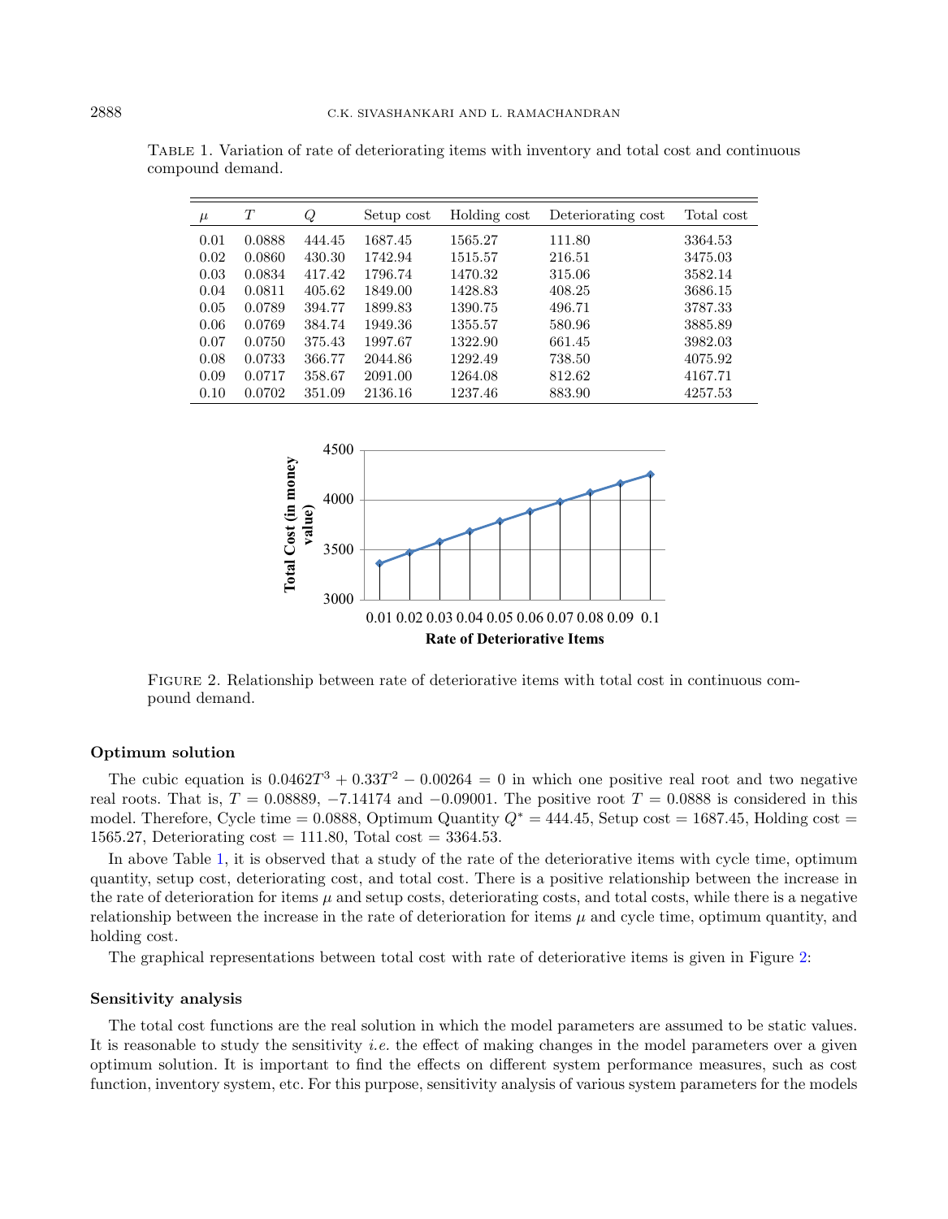Table 1. Variation of rate of deteriorating items with inventory and total cost and continuous compound demand.

| $\mu$ | $T$ | $Q$ | Setup cost | Holding cost | Deteriorating cost | Total cost |
|---|---|---|---|---|---|---|
| 0.01 | 0.0888 | 444.45 | 1687.45 | 1565.27 | 111.80 | 3364.53 |
| 0.02 | 0.0860 | 430.30 | 1742.94 | 1515.57 | 216.51 | 3475.03 |
| 0.03 | 0.0834 | 417.42 | 1796.74 | 1470.32 | 315.06 | 3582.14 |
| 0.04 | 0.0811 | 405.62 | 1849.00 | 1428.83 | 408.25 | 3686.15 |
| 0.05 | 0.0789 | 394.77 | 1899.83 | 1390.75 | 496.71 | 3787.33 |
| 0.06 | 0.0769 | 384.74 | 1949.36 | 1355.57 | 580.96 | 3885.89 |
| 0.07 | 0.0750 | 375.43 | 1997.67 | 1322.90 | 661.45 | 3982.03 |
| 0.08 | 0.0733 | 366.77 | 2044.86 | 1292.49 | 738.50 | 4075.92 |
| 0.09 | 0.0717 | 358.67 | 2091.00 | 1264.08 | 812.62 | 4167.71 |
| 0.10 | 0.0702 | 351.09 | 2136.16 | 1237.46 | 883.90 | 4257.53 |

Total Cost (in money value)

4500
4000
3500
3000

0.01 0.02 0.03 0.04 0.05 0.06 0.07 0.08 0.09 0.1

Rate of Deteriorative Items

Figure 2. Relationship between rate of deteriorative items with total cost in continuous compound demand.

### Optimum solution

The cubic equation is $0.0462T^3 + 0.33T^2 - 0.00264 = 0$ in which one positive real root and two negative real roots. That is, $T = 0.08889$, $-7.14174$ and $-0.09001$. The positive root $T = 0.0888$ is considered in this model. Therefore, Cycle time $= 0.0888$, Optimum Quantity $Q^* = 444.45$, Setup cost $= 1687.45$, Holding cost $= 1565.27$, Deteriorating cost $= 111.80$, Total cost $= 3364.53$.

In above Table 1, it is observed that a study of the rate of the deteriorative items with cycle time, optimum quantity, setup cost, deteriorating cost, and total cost. There is a positive relationship between the increase in the rate of deterioration for items $\mu$ and setup costs, deteriorating costs, and total costs, while there is a negative relationship between the increase in the rate of deterioration for items $\mu$ and cycle time, optimum quantity, and holding cost.

The graphical representations between total cost with rate of deteriorative items is given in Figure 2:

### Sensitivity analysis

The total cost functions are the real solution in which the model parameters are assumed to be static values. It is reasonable to study the sensitivity *i.e.* the effect of making changes in the model parameters over a given optimum solution. It is important to find the effects on different system performance measures, such as cost function, inventory system, etc. For this purpose, sensitivity analysis of various system parameters for the models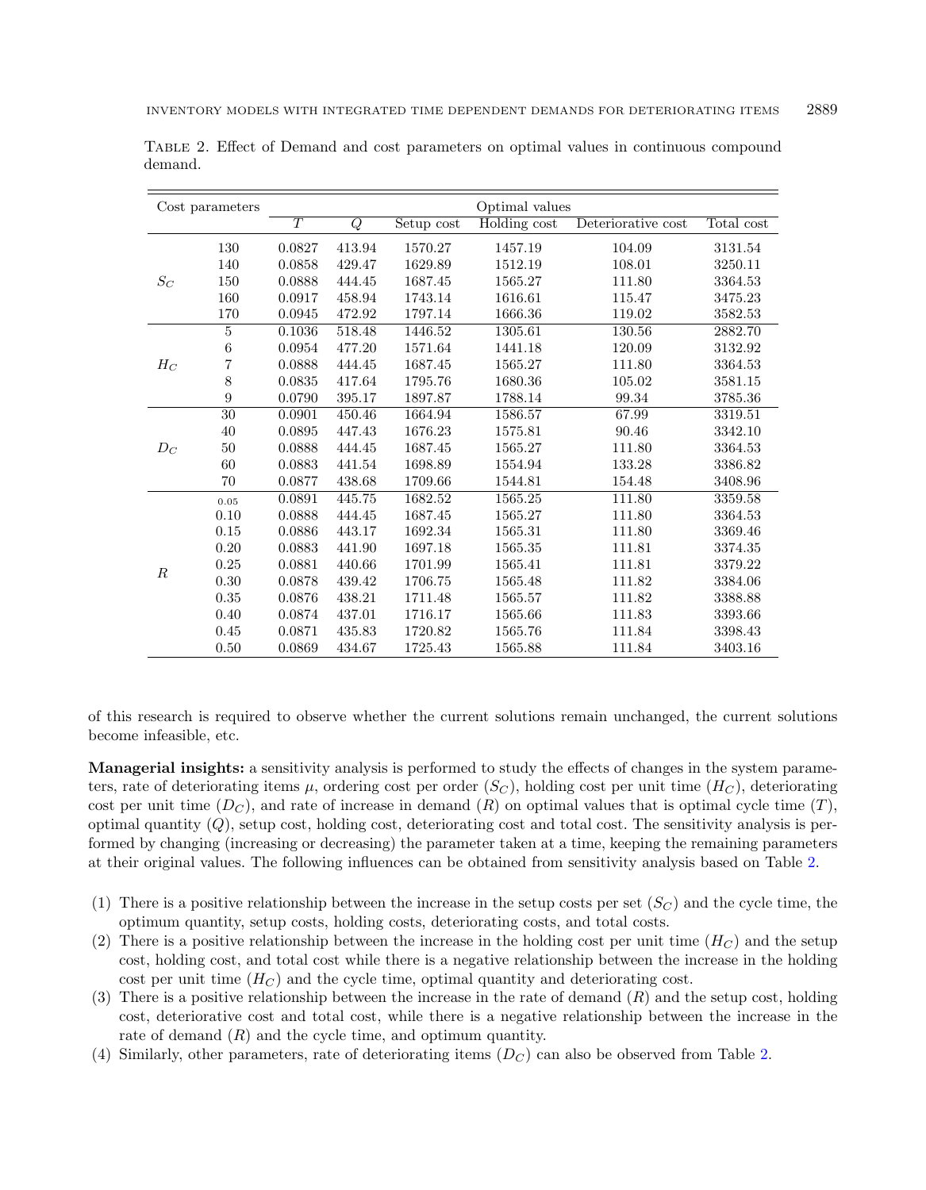Table 2. Effect of Demand and cost parameters on optimal values in continuous compound demand.

| Cost parameters | | Optimal values | | | | | |
|---|---|---|---|---|---|---|---|
| | | $T$ | $Q$ | Setup cost | Holding cost | Deteriorative cost | Total cost |
| $S_C$ | 130 | 0.0827 | 413.94 | 1570.27 | 1457.19 | 104.09 | 3131.54 |
| | 140 | 0.0858 | 429.47 | 1629.89 | 1512.19 | 108.01 | 3250.11 |
| | 150 | 0.0888 | 444.45 | 1687.45 | 1565.27 | 111.80 | 3364.53 |
| | 160 | 0.0917 | 458.94 | 1743.14 | 1616.61 | 115.47 | 3475.23 |
| | 170 | 0.0945 | 472.92 | 1797.14 | 1666.36 | 119.02 | 3582.53 |
| $H_C$ | 5 | 0.1036 | 518.48 | 1446.52 | 1305.61 | 130.56 | 2882.70 |
| | 6 | 0.0954 | 477.20 | 1571.64 | 1441.18 | 120.09 | 3132.92 |
| | 7 | 0.0888 | 444.45 | 1687.45 | 1565.27 | 111.80 | 3364.53 |
| | 8 | 0.0835 | 417.64 | 1795.76 | 1680.36 | 105.02 | 3581.15 |
| | 9 | 0.0790 | 395.17 | 1897.87 | 1788.14 | 99.34 | 3785.36 |
| $D_C$ | 30 | 0.0901 | 450.46 | 1664.94 | 1586.57 | 67.99 | 3319.51 |
| | 40 | 0.0895 | 447.43 | 1676.23 | 1575.81 | 90.46 | 3342.10 |
| | 50 | 0.0888 | 444.45 | 1687.45 | 1565.27 | 111.80 | 3364.53 |
| | 60 | 0.0883 | 441.54 | 1698.89 | 1554.94 | 133.28 | 3386.82 |
| | 70 | 0.0877 | 438.68 | 1709.66 | 1544.81 | 154.48 | 3408.96 |
| $R$ | 0.05 | 0.0891 | 445.75 | 1682.52 | 1565.25 | 111.80 | 3359.58 |
| | 0.10 | 0.0888 | 444.45 | 1687.45 | 1565.27 | 111.80 | 3364.53 |
| | 0.15 | 0.0886 | 443.17 | 1692.34 | 1565.31 | 111.80 | 3369.46 |
| | 0.20 | 0.0883 | 441.90 | 1697.18 | 1565.35 | 111.81 | 3374.35 |
| | 0.25 | 0.0881 | 440.66 | 1701.99 | 1565.41 | 111.81 | 3379.22 |
| | 0.30 | 0.0878 | 439.42 | 1706.75 | 1565.48 | 111.82 | 3384.06 |
| | 0.35 | 0.0876 | 438.21 | 1711.48 | 1565.57 | 111.82 | 3388.88 |
| | 0.40 | 0.0874 | 437.01 | 1716.17 | 1565.66 | 111.83 | 3393.66 |
| | 0.45 | 0.0871 | 435.83 | 1720.82 | 1565.76 | 111.84 | 3398.43 |
| | 0.50 | 0.0869 | 434.67 | 1725.43 | 1565.88 | 111.84 | 3403.16 |

of this research is required to observe whether the current solutions remain unchanged, the current solutions become infeasible, etc.

**Managerial insights:** a sensitivity analysis is performed to study the effects of changes in the system parameters, rate of deteriorating items $\mu$, ordering cost per order ($S_C$), holding cost per unit time ($H_C$), deteriorating cost per unit time ($D_C$), and rate of increase in demand ($R$) on optimal values that is optimal cycle time ($T$), optimal quantity ($Q$), setup cost, holding cost, deteriorating cost and total cost. The sensitivity analysis is performed by changing (increasing or decreasing) the parameter taken at a time, keeping the remaining parameters at their original values. The following influences can be obtained from sensitivity analysis based on Table 2.

1. There is a positive relationship between the increase in the setup costs per set ($S_C$) and the cycle time, the optimum quantity, setup costs, holding costs, deteriorating costs, and total costs.
2. There is a positive relationship between the increase in the holding cost per unit time ($H_C$) and the setup cost, holding cost, and total cost while there is a negative relationship between the increase in the holding cost per unit time ($H_C$) and the cycle time, optimal quantity and deteriorating cost.
3. There is a positive relationship between the increase in the rate of demand ($R$) and the setup cost, holding cost, deteriorative cost and total cost, while there is a negative relationship between the increase in the rate of demand ($R$) and the cycle time, and optimum quantity.
4. Similarly, other parameters, rate of deteriorating items ($D_C$) can also be observed from Table 2.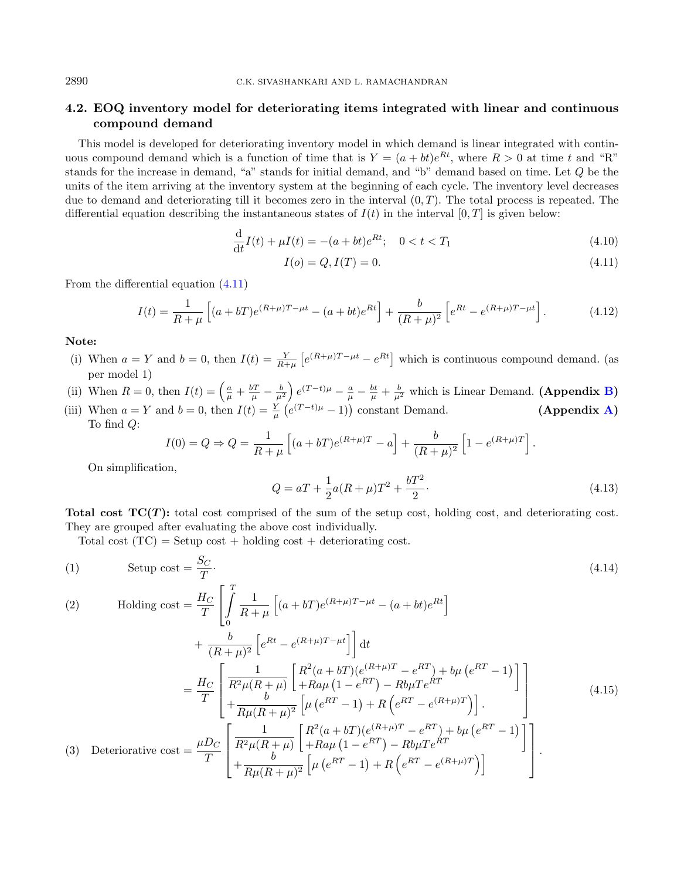### 4.2. EOQ inventory model for deteriorating items integrated with linear and continuous compound demand

This model is developed for deteriorating inventory model in which demand is linear integrated with continuous compound demand which is a function of time that is $Y = (a + bt)e^{Rt}$, where $R > 0$ at time $t$ and "R" stands for the increase in demand, "a" stands for initial demand, and "b" demand based on time. Let $Q$ be the units of the item arriving at the inventory system at the beginning of each cycle. The inventory level decreases due to demand and deteriorating till it becomes zero in the interval $(0, T)$. The total process is repeated. The differential equation describing the instantaneous states of $I(t)$ in the interval $[0, T]$ is given below:

$$\frac{\mathrm{d}}{\mathrm{d}t}I(t) + \mu I(t) = -(a + bt)e^{Rt}; \quad 0 < t < T_1 \tag{4.10}$$

$$I(o) = Q, I(T) = 0. \tag{4.11}$$

From the differential equation (4.11)

$$I(t) = \frac{1}{R+\mu}\left[(a+bT)e^{(R+\mu)T-\mu t} - (a+bt)e^{Rt}\right] + \frac{b}{(R+\mu)^2}\left[e^{Rt} - e^{(R+\mu)T-\mu t}\right]. \tag{4.12}$$

**Note:**

(i) When $a = Y$ and $b = 0$, then $I(t) = \frac{Y}{R+\mu}\left[e^{(R+\mu)T-\mu t} - e^{Rt}\right]$ which is continuous compound demand. (as per model 1)

(ii) When $R = 0$, then $I(t) = \left(\frac{a}{\mu} + \frac{bT}{\mu} - \frac{b}{\mu^2}\right)e^{(T-t)\mu} - \frac{a}{\mu} - \frac{bt}{\mu} + \frac{b}{\mu^2}$ which is Linear Demand. **(Appendix B)**

(iii) When $a = Y$ and $b = 0$, then $I(t) = \frac{Y}{\mu}\left(e^{(T-t)\mu} - 1\right)$ constant Demand. **(Appendix A)**

To find $Q$:

$$I(0) = Q \Rightarrow Q = \frac{1}{R+\mu}\left[(a+bT)e^{(R+\mu)T} - a\right] + \frac{b}{(R+\mu)^2}\left[1 - e^{(R+\mu)T}\right].$$

On simplification,

$$Q = aT + \frac{1}{2}a(R+\mu)T^2 + \frac{bT^2}{2}. \tag{4.13}$$

**Total cost TC($T$):** total cost comprised of the sum of the setup cost, holding cost, and deteriorating cost. They are grouped after evaluating the above cost individually.

Total cost (TC) = Setup cost + holding cost + deteriorating cost.

(1) $$\text{Setup cost} = \frac{S_C}{T}. \tag{4.14}$$

(2) $$\begin{aligned}\text{Holding cost} &= \frac{H_C}{T}\left[\int_0^T \frac{1}{R+\mu}\left[(a+bT)e^{(R+\mu)T-\mu t} - (a+bt)e^{Rt}\right]\right.\\ &\quad \left. + \frac{b}{(R+\mu)^2}\left[e^{Rt} - e^{(R+\mu)T-\mu t}\right]\right]\mathrm{d}t\\ &= \frac{H_C}{T}\left[\begin{array}{l}\frac{1}{R^2\mu(R+\mu)}\left[\begin{array}{l}R^2(a+bT)(e^{(R+\mu)T} - e^{RT}) + b\mu\left(e^{RT}-1\right)\\ +Ra\mu\left(1-e^{RT}\right) - Rb\mu Te^{RT}\end{array}\right]\\ +\frac{b}{R\mu(R+\mu)^2}\left[\mu\left(e^{RT}-1\right) + R\left(e^{RT} - e^{(R+\mu)T}\right)\right].\end{array}\right]\end{aligned} \tag{4.15}$$

(3) $$\text{Deteriorative cost} = \frac{\mu D_C}{T}\left[\begin{array}{l}\frac{1}{R^2\mu(R+\mu)}\left[\begin{array}{l}R^2(a+bT)(e^{(R+\mu)T} - e^{RT}) + b\mu\left(e^{RT}-1\right)\\ +Ra\mu\left(1-e^{RT}\right) - Rb\mu Te^{RT}\end{array}\right]\\ +\frac{b}{R\mu(R+\mu)^2}\left[\mu\left(e^{RT}-1\right) + R\left(e^{RT} - e^{(R+\mu)T}\right)\right]\end{array}\right].$$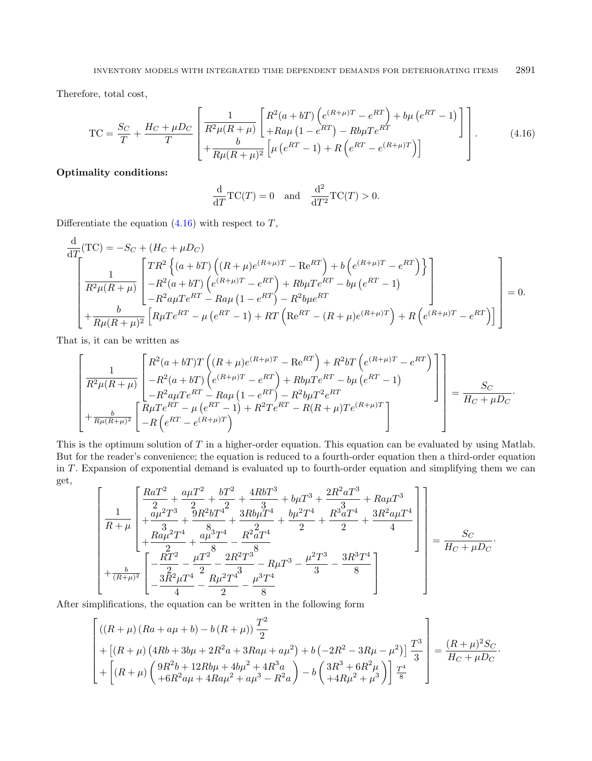Therefore, total cost,

$$\mathrm{TC} = \frac{S_C}{T} + \frac{H_C + \mu D_C}{T}\left[\begin{array}{l} \dfrac{1}{R^2\mu(R+\mu)}\left[\begin{array}{l} R^2(a+bT)\left(e^{(R+\mu)T} - e^{RT}\right) + b\mu\left(e^{RT}-1\right) \\ +Ra\mu\left(1-e^{RT}\right) - Rb\mu T e^{RT} \end{array}\right] \\ +\dfrac{b}{R\mu(R+\mu)^2}\left[\mu\left(e^{RT}-1\right) + R\left(e^{RT} - e^{(R+\mu)T}\right)\right] \end{array}\right]. \tag{4.16}$$

**Optimality conditions:**

$$\frac{\mathrm{d}}{\mathrm{d}T}\mathrm{TC}(T) = 0 \quad \text{and} \quad \frac{\mathrm{d}^2}{\mathrm{d}T^2}\mathrm{TC}(T) > 0.$$

Differentiate the equation (4.16) with respect to $T$,

$$\frac{\mathrm{d}}{\mathrm{d}T}(\mathrm{TC}) = -S_C + (H_C + \mu D_C)$$
$$\left[\begin{array}{l} \dfrac{1}{R^2\mu(R+\mu)}\left[\begin{array}{l} TR^2\left\{(a+bT)\left((R+\mu)e^{(R+\mu)T} - \mathrm{Re}^{RT}\right) + b\left(e^{(R+\mu)T} - e^{RT}\right)\right\} \\ -R^2(a+bT)\left(e^{(R+\mu)T} - e^{RT}\right) + Rb\mu T e^{RT} - b\mu\left(e^{RT}-1\right) \\ -R^2 a\mu T e^{RT} - Ra\mu\left(1-e^{RT}\right) - R^2 b\mu e^{RT} \end{array}\right] \\ +\dfrac{b}{R\mu(R+\mu)^2}\left[R\mu T e^{RT} - \mu\left(e^{RT}-1\right) + RT\left(\mathrm{Re}^{RT} - (R+\mu)e^{(R+\mu)T}\right) + R\left(e^{(R+\mu)T} - e^{RT}\right)\right] \end{array}\right] = 0.$$

That is, it can be written as

$$\left[\begin{array}{l} \dfrac{1}{R^2\mu(R+\mu)}\left[\begin{array}{l} R^2(a+bT)T\left((R+\mu)e^{(R+\mu)T} - \mathrm{Re}^{RT}\right) + R^2bT\left(e^{(R+\mu)T} - e^{RT}\right) \\ -R^2(a+bT)\left(e^{(R+\mu)T} - e^{RT}\right) + Rb\mu T e^{RT} - b\mu\left(e^{RT}-1\right) \\ -R^2 a\mu T e^{RT} - Ra\mu\left(1-e^{RT}\right) - R^2 b\mu T^2 e^{RT} \end{array}\right] \\ +\frac{b}{R\mu(R+\mu)^2}\left[\begin{array}{l} R\mu T e^{RT} - \mu\left(e^{RT}-1\right) + R^2Te^{RT} - R(R+\mu)Te^{(R+\mu)T} \\ -R\left(e^{RT} - e^{(R+\mu)T}\right) \end{array}\right] \end{array}\right] = \frac{S_C}{H_C + \mu D_C}.$$

This is the optimum solution of $T$ in a higher-order equation. This equation can be evaluated by using Matlab. But for the reader's convenience; the equation is reduced to a fourth-order equation then a third-order equation in $T$. Expansion of exponential demand is evaluated up to fourth-order equation and simplifying them we can get,

$$\left[\begin{array}{l} \dfrac{1}{R+\mu}\left[\begin{array}{l} \dfrac{RaT^2}{2} + \dfrac{a\mu T^2}{2} + \dfrac{bT^2}{2} + \dfrac{4RbT^3}{3} + b\mu T^3 + \dfrac{2R^2aT^3}{3} + Ra\mu T^3 \\ +\dfrac{a\mu^2T^3}{3} + \dfrac{9R^2bT^4}{8} + \dfrac{3Rb\mu T^4}{2} + \dfrac{b\mu^2T^4}{2} + \dfrac{R^3aT^4}{2} + \dfrac{3R^2a\mu T^4}{4} \\ +\dfrac{Ra\mu^2T^4}{2} + \dfrac{a\mu^3T^4}{8} - \dfrac{R^2aT^4}{8} \end{array}\right] \\ +\frac{b}{(R+\mu)^2}\left[\begin{array}{l} -\dfrac{RT^2}{2} - \dfrac{\mu T^2}{2} - \dfrac{2R^2T^3}{3} - R\mu T^3 - \dfrac{\mu^2T^3}{3} - \dfrac{3R^3T^4}{8} \\ -\dfrac{3R^2\mu T^4}{4} - \dfrac{R\mu^2T^4}{2} - \dfrac{\mu^3T^4}{8} \end{array}\right] \end{array}\right] = \frac{S_C}{H_C + \mu D_C}.$$

After simplifications, the equation can be written in the following form

$$\left[\begin{array}{l} \left((R+\mu)(Ra + a\mu + b) - b(R+\mu)\right)\dfrac{T^2}{2} \\ +\left[(R+\mu)\left(4Rb + 3b\mu + 2R^2a + 3Ra\mu + a\mu^2\right) + b\left(-2R^2 - 3R\mu - \mu^2\right)\right]\dfrac{T^3}{3} \\ +\left[(R+\mu)\left(\begin{array}{l} 9R^2b + 12Rb\mu + 4b\mu^2 + 4R^3a \\ +6R^2a\mu + 4Ra\mu^2 + a\mu^3 - R^2a \end{array}\right) - b\left(\begin{array}{l} 3R^3 + 6R^2\mu \\ +4R\mu^2 + \mu^3 \end{array}\right)\right]\frac{T^4}{8} \end{array}\right] = \frac{(R+\mu)^2 S_C}{H_C + \mu D_C}.$$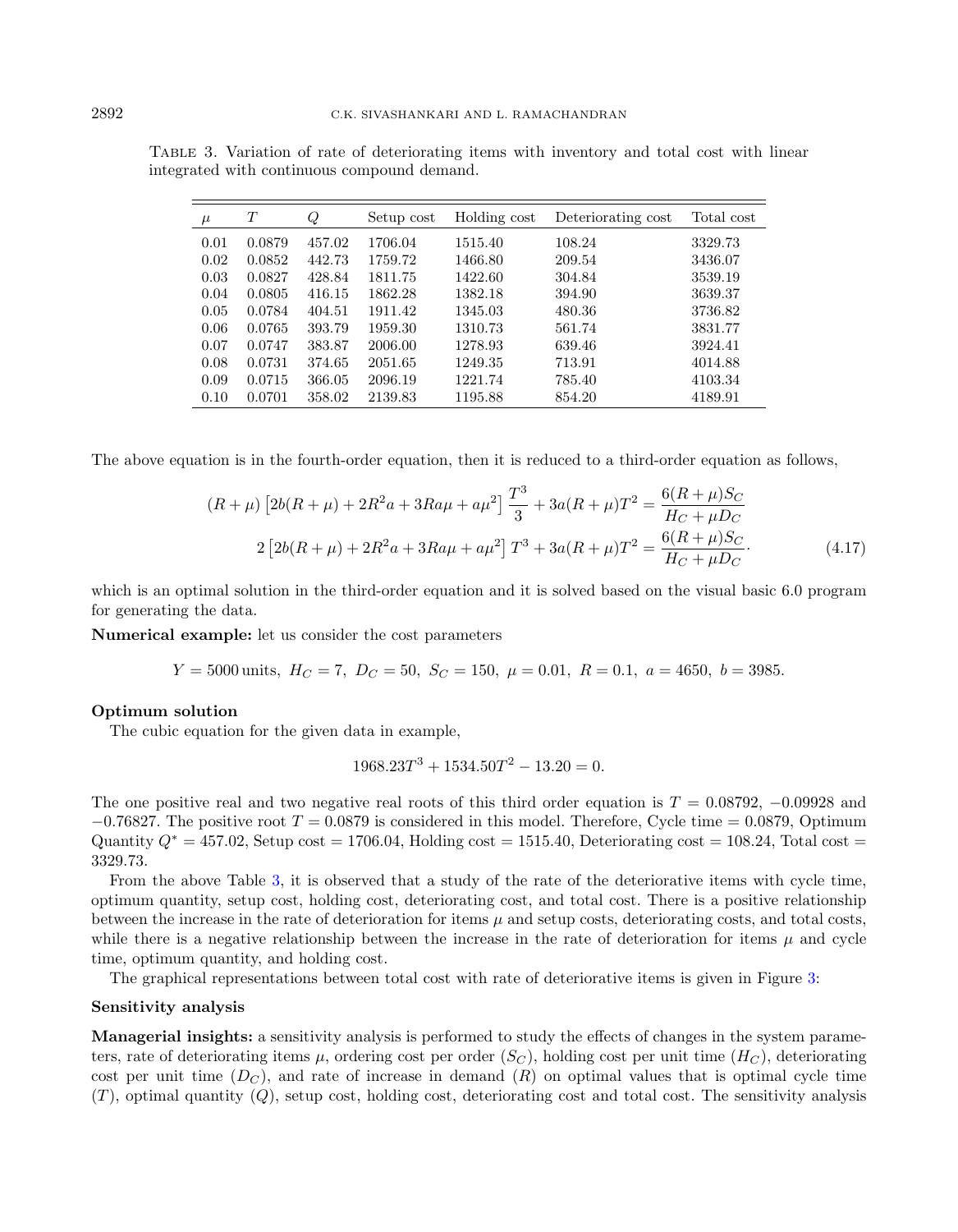Table 3. Variation of rate of deteriorating items with inventory and total cost with linear integrated with continuous compound demand.

| $\mu$ | $T$ | $Q$ | Setup cost | Holding cost | Deteriorating cost | Total cost |
|---|---|---|---|---|---|---|
| 0.01 | 0.0879 | 457.02 | 1706.04 | 1515.40 | 108.24 | 3329.73 |
| 0.02 | 0.0852 | 442.73 | 1759.72 | 1466.80 | 209.54 | 3436.07 |
| 0.03 | 0.0827 | 428.84 | 1811.75 | 1422.60 | 304.84 | 3539.19 |
| 0.04 | 0.0805 | 416.15 | 1862.28 | 1382.18 | 394.90 | 3639.37 |
| 0.05 | 0.0784 | 404.51 | 1911.42 | 1345.03 | 480.36 | 3736.82 |
| 0.06 | 0.0765 | 393.79 | 1959.30 | 1310.73 | 561.74 | 3831.77 |
| 0.07 | 0.0747 | 383.87 | 2006.00 | 1278.93 | 639.46 | 3924.41 |
| 0.08 | 0.0731 | 374.65 | 2051.65 | 1249.35 | 713.91 | 4014.88 |
| 0.09 | 0.0715 | 366.05 | 2096.19 | 1221.74 | 785.40 | 4103.34 |
| 0.10 | 0.0701 | 358.02 | 2139.83 | 1195.88 | 854.20 | 4189.91 |

The above equation is in the fourth-order equation, then it is reduced to a third-order equation as follows,

$$(R+\mu)\left[2b(R+\mu)+2R^2a+3Ra\mu+a\mu^2\right]\frac{T^3}{3}+3a(R+\mu)T^2=\frac{6(R+\mu)S_C}{H_C+\mu D_C}$$

$$2\left[2b(R+\mu)+2R^2a+3Ra\mu+a\mu^2\right]T^3+3a(R+\mu)T^2=\frac{6(R+\mu)S_C}{H_C+\mu D_C}. \tag{4.17}$$

which is an optimal solution in the third-order equation and it is solved based on the visual basic 6.0 program for generating the data.

**Numerical example:** let us consider the cost parameters

$$Y=5000\,\text{units},\ H_C=7,\ D_C=50,\ S_C=150,\ \mu=0.01,\ R=0.1,\ a=4650,\ b=3985.$$

**Optimum solution**

The cubic equation for the given data in example,

$$1968.23T^3+1534.50T^2-13.20=0.$$

The one positive real and two negative real roots of this third order equation is $T=0.08792$, $-0.09928$ and $-0.76827$. The positive root $T=0.0879$ is considered in this model. Therefore, Cycle time = 0.0879, Optimum Quantity $Q^*=457.02$, Setup cost = 1706.04, Holding cost = 1515.40, Deteriorating cost = 108.24, Total cost = 3329.73.

From the above Table 3, it is observed that a study of the rate of the deteriorative items with cycle time, optimum quantity, setup cost, holding cost, deteriorating cost, and total cost. There is a positive relationship between the increase in the rate of deterioration for items $\mu$ and setup costs, deteriorating costs, and total costs, while there is a negative relationship between the increase in the rate of deterioration for items $\mu$ and cycle time, optimum quantity, and holding cost.

The graphical representations between total cost with rate of deteriorative items is given in Figure 3:

**Sensitivity analysis**

**Managerial insights:** a sensitivity analysis is performed to study the effects of changes in the system parameters, rate of deteriorating items $\mu$, ordering cost per order ($S_C$), holding cost per unit time ($H_C$), deteriorating cost per unit time ($D_C$), and rate of increase in demand ($R$) on optimal values that is optimal cycle time ($T$), optimal quantity ($Q$), setup cost, holding cost, deteriorating cost and total cost. The sensitivity analysis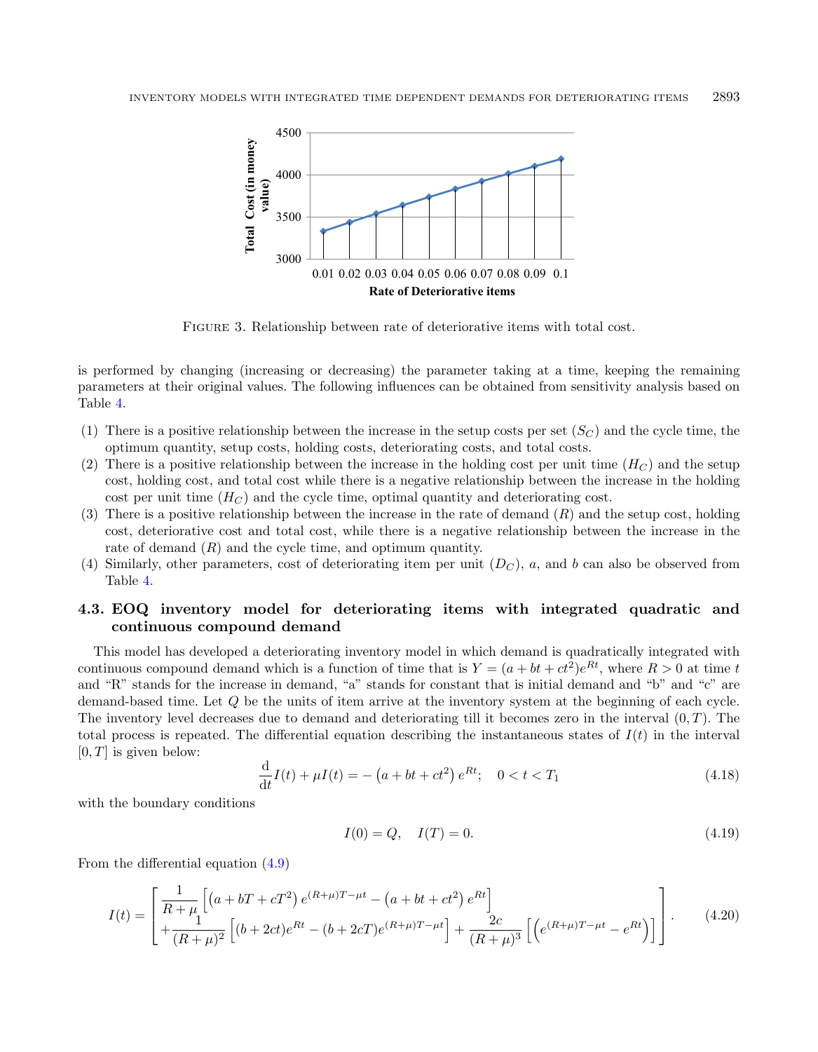4500
4000
3500
3000
Total Cost (in money value)
0.01 0.02 0.03 0.04 0.05 0.06 0.07 0.08 0.09 0.1
Rate of Deteriorative items

FIGURE 3. Relationship between rate of deteriorative items with total cost.

is performed by changing (increasing or decreasing) the parameter taking at a time, keeping the remaining parameters at their original values. The following influences can be obtained from sensitivity analysis based on Table 4.

(1) There is a positive relationship between the increase in the setup costs per set ($S_C$) and the cycle time, the optimum quantity, setup costs, holding costs, deteriorating costs, and total costs.
(2) There is a positive relationship between the increase in the holding cost per unit time ($H_C$) and the setup cost, holding cost, and total cost while there is a negative relationship between the increase in the holding cost per unit time ($H_C$) and the cycle time, optimal quantity and deteriorating cost.
(3) There is a positive relationship between the increase in the rate of demand ($R$) and the setup cost, holding cost, deteriorative cost and total cost, while there is a negative relationship between the increase in the rate of demand ($R$) and the cycle time, and optimum quantity.
(4) Similarly, other parameters, cost of deteriorating item per unit ($D_C$), $a$, and $b$ can also be observed from Table 4.

### 4.3. EOQ inventory model for deteriorating items with integrated quadratic and continuous compound demand

This model has developed a deteriorating inventory model in which demand is quadratically integrated with continuous compound demand which is a function of time that is $Y = (a + bt + ct^2)e^{Rt}$, where $R > 0$ at time $t$ and "R" stands for the increase in demand, "a" stands for constant that is initial demand and "b" and "c" are demand-based time. Let $Q$ be the units of item arrive at the inventory system at the beginning of each cycle. The inventory level decreases due to demand and deteriorating till it becomes zero in the interval $(0, T)$. The total process is repeated. The differential equation describing the instantaneous states of $I(t)$ in the interval $[0, T]$ is given below:

$$\frac{\mathrm{d}}{\mathrm{d}t}I(t) + \mu I(t) = -\left(a + bt + ct^2\right)e^{Rt}; \quad 0 < t < T_1 \tag{4.18}$$

with the boundary conditions

$$I(0) = Q, \quad I(T) = 0. \tag{4.19}$$

From the differential equation (4.9)

$$I(t) = \left[\begin{array}{l} \dfrac{1}{R+\mu}\left[\left(a + bT + cT^2\right)e^{(R+\mu)T-\mu t} - \left(a + bt + ct^2\right)e^{Rt}\right] \\ + \dfrac{1}{(R+\mu)^2}\left[(b+2ct)e^{Rt} - (b+2cT)e^{(R+\mu)T-\mu t}\right] + \dfrac{2c}{(R+\mu)^3}\left[\left(e^{(R+\mu)T-\mu t} - e^{Rt}\right)\right] \end{array}\right]. \tag{4.20}$$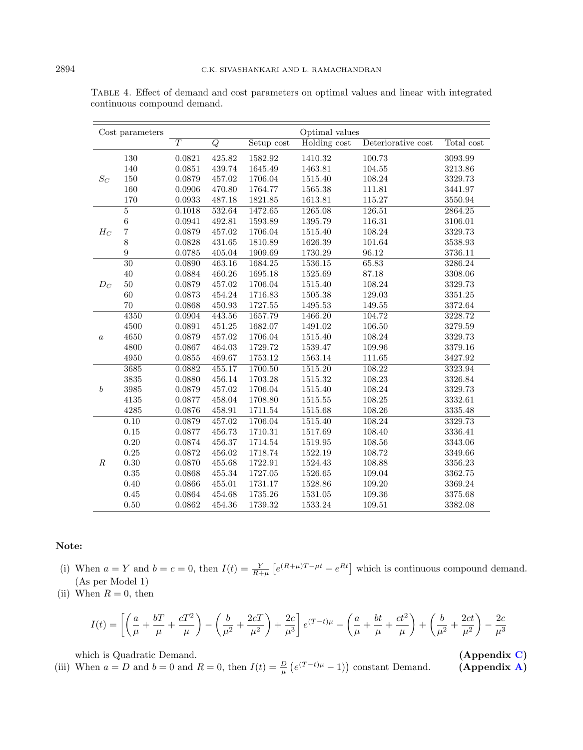TABLE 4. Effect of demand and cost parameters on optimal values and linear with integrated continuous compound demand.

| Cost parameters | | Optimal values | | | | | |
|---|---|---|---|---|---|---|---|
| | | $T$ | $Q$ | Setup cost | Holding cost | Deteriorative cost | Total cost |
| $S_C$ | 130 | 0.0821 | 425.82 | 1582.92 | 1410.32 | 100.73 | 3093.99 |
| | 140 | 0.0851 | 439.74 | 1645.49 | 1463.81 | 104.55 | 3213.86 |
| | 150 | 0.0879 | 457.02 | 1706.04 | 1515.40 | 108.24 | 3329.73 |
| | 160 | 0.0906 | 470.80 | 1764.77 | 1565.38 | 111.81 | 3441.97 |
| | 170 | 0.0933 | 487.18 | 1821.85 | 1613.81 | 115.27 | 3550.94 |
| $H_C$ | 5 | 0.1018 | 532.64 | 1472.65 | 1265.08 | 126.51 | 2864.25 |
| | 6 | 0.0941 | 492.81 | 1593.89 | 1395.79 | 116.31 | 3106.01 |
| | 7 | 0.0879 | 457.02 | 1706.04 | 1515.40 | 108.24 | 3329.73 |
| | 8 | 0.0828 | 431.65 | 1810.89 | 1626.39 | 101.64 | 3538.93 |
| | 9 | 0.0785 | 405.04 | 1909.69 | 1730.29 | 96.12 | 3736.11 |
| $D_C$ | 30 | 0.0890 | 463.16 | 1684.25 | 1536.15 | 65.83 | 3286.24 |
| | 40 | 0.0884 | 460.26 | 1695.18 | 1525.69 | 87.18 | 3308.06 |
| | 50 | 0.0879 | 457.02 | 1706.04 | 1515.40 | 108.24 | 3329.73 |
| | 60 | 0.0873 | 454.24 | 1716.83 | 1505.38 | 129.03 | 3351.25 |
| | 70 | 0.0868 | 450.93 | 1727.55 | 1495.53 | 149.55 | 3372.64 |
| $a$ | 4350 | 0.0904 | 443.56 | 1657.79 | 1466.20 | 104.72 | 3228.72 |
| | 4500 | 0.0891 | 451.25 | 1682.07 | 1491.02 | 106.50 | 3279.59 |
| | 4650 | 0.0879 | 457.02 | 1706.04 | 1515.40 | 108.24 | 3329.73 |
| | 4800 | 0.0867 | 464.03 | 1729.72 | 1539.47 | 109.96 | 3379.16 |
| | 4950 | 0.0855 | 469.67 | 1753.12 | 1563.14 | 111.65 | 3427.92 |
| $b$ | 3685 | 0.0882 | 455.17 | 1700.50 | 1515.20 | 108.22 | 3323.94 |
| | 3835 | 0.0880 | 456.14 | 1703.28 | 1515.32 | 108.23 | 3326.84 |
| | 3985 | 0.0879 | 457.02 | 1706.04 | 1515.40 | 108.24 | 3329.73 |
| | 4135 | 0.0877 | 458.04 | 1708.80 | 1515.55 | 108.25 | 3332.61 |
| | 4285 | 0.0876 | 458.91 | 1711.54 | 1515.68 | 108.26 | 3335.48 |
| $R$ | 0.10 | 0.0879 | 457.02 | 1706.04 | 1515.40 | 108.24 | 3329.73 |
| | 0.15 | 0.0877 | 456.73 | 1710.31 | 1517.69 | 108.40 | 3336.41 |
| | 0.20 | 0.0874 | 456.37 | 1714.54 | 1519.95 | 108.56 | 3343.06 |
| | 0.25 | 0.0872 | 456.02 | 1718.74 | 1522.19 | 108.72 | 3349.66 |
| | 0.30 | 0.0870 | 455.68 | 1722.91 | 1524.43 | 108.88 | 3356.23 |
| | 0.35 | 0.0868 | 455.34 | 1727.05 | 1526.65 | 109.04 | 3362.75 |
| | 0.40 | 0.0866 | 455.01 | 1731.17 | 1528.86 | 109.20 | 3369.24 |
| | 0.45 | 0.0864 | 454.68 | 1735.26 | 1531.05 | 109.36 | 3375.68 |
| | 0.50 | 0.0862 | 454.36 | 1739.32 | 1533.24 | 109.51 | 3382.08 |

**Note:**

(i) When $a = Y$ and $b = c = 0$, then $I(t) = \frac{Y}{R+\mu}\left[e^{(R+\mu)T-\mu t} - e^{Rt}\right]$ which is continuous compound demand. (As per Model 1)

(ii) When $R = 0$, then

$$I(t) = \left[\left(\frac{a}{\mu} + \frac{bT}{\mu} + \frac{cT^2}{\mu}\right) - \left(\frac{b}{\mu^2} + \frac{2cT}{\mu^2}\right) + \frac{2c}{\mu^3}\right] e^{(T-t)\mu} - \left(\frac{a}{\mu} + \frac{bt}{\mu} + \frac{ct^2}{\mu}\right) + \left(\frac{b}{\mu^2} + \frac{2ct}{\mu^2}\right) - \frac{2c}{\mu^3}$$

which is Quadratic Demand. **(Appendix C)**

(iii) When $a = D$ and $b = 0$ and $R = 0$, then $I(t) = \frac{D}{\mu}\left(e^{(T-t)\mu} - 1\right)$ constant Demand. **(Appendix A)**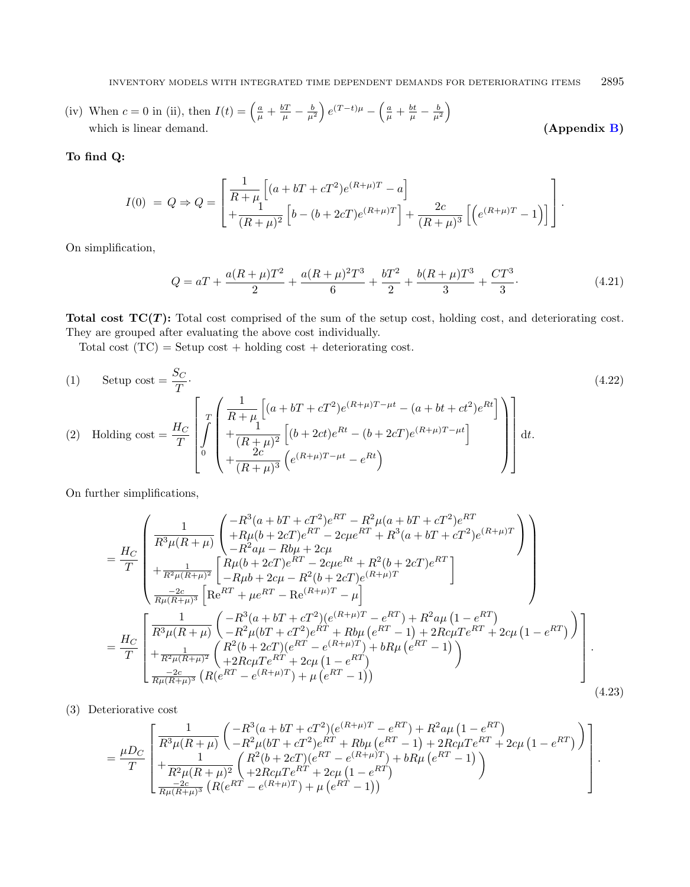(iv) When $c = 0$ in (ii), then $I(t) = \left(\frac{a}{\mu} + \frac{bT}{\mu} - \frac{b}{\mu^2}\right) e^{(T-t)\mu} - \left(\frac{a}{\mu} + \frac{bt}{\mu} - \frac{b}{\mu^2}\right)$ which is linear demand. **(Appendix B)**

**To find Q:**

$$I(0) = Q \Rightarrow Q = \left[\begin{array}{l} \dfrac{1}{R+\mu}\left[(a+bT+cT^2)e^{(R+\mu)T} - a\right] \\ + \dfrac{1}{(R+\mu)^2}\left[b - (b+2cT)e^{(R+\mu)T}\right] + \dfrac{2c}{(R+\mu)^3}\left[\left(e^{(R+\mu)T} - 1\right)\right] \end{array}\right].$$

On simplification,

$$Q = aT + \frac{a(R+\mu)T^2}{2} + \frac{a(R+\mu)^2T^3}{6} + \frac{bT^2}{2} + \frac{b(R+\mu)T^3}{3} + \frac{CT^3}{3}\cdot \tag{4.21}$$

**Total cost TC(*T*):** Total cost comprised of the sum of the setup cost, holding cost, and deteriorating cost. They are grouped after evaluating the above cost individually.

Total cost (TC) = Setup cost + holding cost + deteriorating cost.

(1) Setup cost $= \dfrac{S_C}{T}\cdot$ (4.22)

(2) Holding cost $= \dfrac{H_C}{T}\left[\displaystyle\int_0^T \left(\begin{array}{l} \dfrac{1}{R+\mu}\left[(a+bT+cT^2)e^{(R+\mu)T-\mu t} - (a+bt+ct^2)e^{Rt}\right] \\ + \dfrac{1}{(R+\mu)^2}\left[(b+2ct)e^{Rt} - (b+2cT)e^{(R+\mu)T-\mu t}\right] \\ + \dfrac{2c}{(R+\mu)^3}\left(e^{(R+\mu)T-\mu t} - e^{Rt}\right) \end{array}\right)\right] \mathrm{d}t.$

On further simplifications,

$$= \frac{H_C}{T}\left(\begin{array}{l} \dfrac{1}{R^3\mu(R+\mu)}\left(\begin{array}{l} -R^3(a+bT+cT^2)e^{RT} - R^2\mu(a+bT+cT^2)e^{RT} \\ +R\mu(b+2cT)e^{RT} - 2c\mu e^{RT} + R^3(a+bT+cT^2)e^{(R+\mu)T} \\ -R^2a\mu - Rb\mu + 2c\mu \end{array}\right) \\ + \frac{1}{R^2\mu(R+\mu)^2}\left[\begin{array}{l} R\mu(b+2cT)e^{RT} - 2c\mu e^{Rt} + R^2(b+2cT)e^{RT} \\ -R\mu b + 2c\mu - R^2(b+2cT)e^{(R+\mu)T} \end{array}\right] \\ \frac{-2c}{R\mu(R+\mu)^3}\left[\mathrm{Re}^{RT} + \mu e^{RT} - \mathrm{Re}^{(R+\mu)T} - \mu\right] \end{array}\right)$$

$$= \frac{H_C}{T}\left[\begin{array}{l} \dfrac{1}{R^3\mu(R+\mu)}\left(\begin{array}{l} -R^3(a+bT+cT^2)(e^{(R+\mu)T} - e^{RT}) + R^2a\mu\left(1-e^{RT}\right) \\ -R^2\mu(bT+cT^2)e^{RT} + Rb\mu\left(e^{RT}-1\right) + 2Rc\mu Te^{RT} + 2c\mu\left(1-e^{RT}\right) \end{array}\right) \\ + \frac{1}{R^2\mu(R+\mu)^2}\left(\begin{array}{l} R^2(b+2cT)(e^{RT} - e^{(R+\mu)T}) + bR\mu\left(e^{RT}-1\right) \\ +2Rc\mu Te^{RT} + 2c\mu\left(1-e^{RT}\right) \end{array}\right) \\ \frac{-2c}{R\mu(R+\mu)^3}\left(R(e^{RT} - e^{(R+\mu)T}) + \mu\left(e^{RT}-1\right)\right) \end{array}\right]. \tag{4.23}$$

(3) Deteriorative cost

$$= \frac{\mu D_C}{T}\left[\begin{array}{l} \dfrac{1}{R^3\mu(R+\mu)}\left(\begin{array}{l} -R^3(a+bT+cT^2)(e^{(R+\mu)T} - e^{RT}) + R^2a\mu\left(1-e^{RT}\right) \\ -R^2\mu(bT+cT^2)e^{RT} + Rb\mu\left(e^{RT}-1\right) + 2Rc\mu Te^{RT} + 2c\mu\left(1-e^{RT}\right) \end{array}\right) \\ + \dfrac{1}{R^2\mu(R+\mu)^2}\left(\begin{array}{l} R^2(b+2cT)(e^{RT} - e^{(R+\mu)T}) + bR\mu\left(e^{RT}-1\right) \\ +2Rc\mu Te^{RT} + 2c\mu\left(1-e^{RT}\right) \end{array}\right) \\ \frac{-2c}{R\mu(R+\mu)^3}\left(R(e^{RT} - e^{(R+\mu)T}) + \mu\left(e^{RT}-1\right)\right) \end{array}\right].$$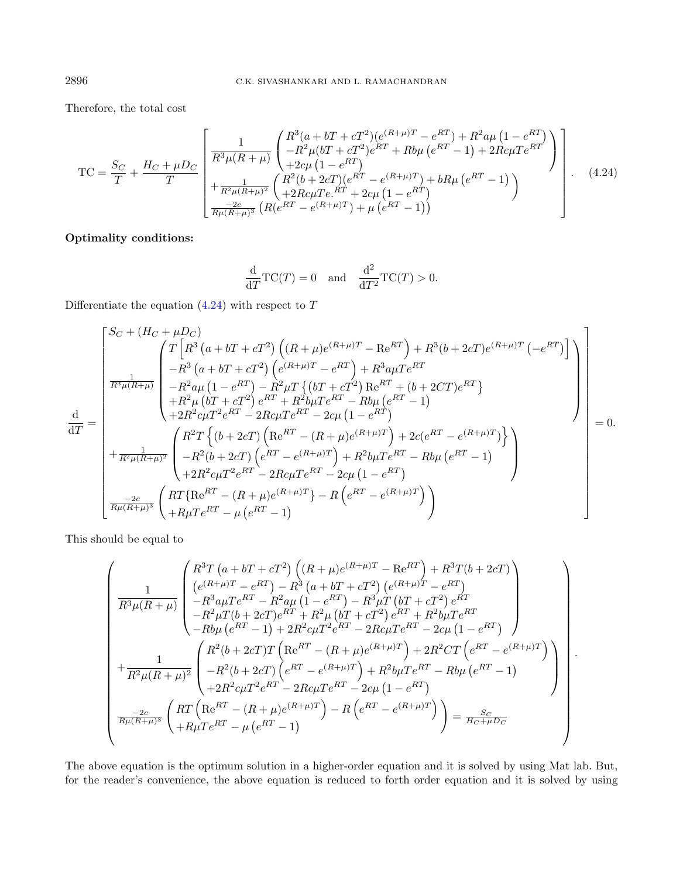Therefore, the total cost

$$\mathrm{TC} = \frac{S_C}{T} + \frac{H_C + \mu D_C}{T} \left[ \begin{array}{l} \dfrac{1}{R^3\mu(R+\mu)} \begin{pmatrix} R^3(a+bT+cT^2)(e^{(R+\mu)T} - e^{RT}) + R^2 a\mu\left(1-e^{RT}\right) \\ -R^2\mu(bT+cT^2)e^{RT} + Rb\mu\left(e^{RT}-1\right) + 2Rc\mu T e^{RT} \\ +2c\mu\left(1-e^{RT}\right) \end{pmatrix} \\ +\frac{1}{R^2\mu(R+\mu)^2} \begin{pmatrix} R^2(b+2cT)(e^{RT} - e^{(R+\mu)T}) + bR\mu\left(e^{RT}-1\right) \\ +2Rc\mu T e.^{RT} + 2c\mu\left(1-e^{RT}\right) \end{pmatrix} \\ \frac{-2c}{R\mu(R+\mu)^3}\left(R(e^{RT} - e^{(R+\mu)T}) + \mu\left(e^{RT}-1\right)\right) \end{array} \right]. \tag{4.24}$$

**Optimality conditions:**

$$\frac{\mathrm{d}}{\mathrm{d}T}\mathrm{TC}(T) = 0 \quad \text{and} \quad \frac{\mathrm{d}^2}{\mathrm{d}T^2}\mathrm{TC}(T) > 0.$$

Differentiate the equation (4.24) with respect to $T$

$$\frac{\mathrm{d}}{\mathrm{d}T} = \left[ \begin{array}{l} S_C + (H_C + \mu D_C) \\ \frac{1}{R^3\mu(R+\mu)} \begin{pmatrix} T\left[R^3\left(a+bT+cT^2\right)\left((R+\mu)e^{(R+\mu)T} - \mathrm{Re}^{RT}\right) + R^3(b+2cT)e^{(R+\mu)T}\left(-e^{RT}\right)\right] \\ -R^3\left(a+bT+cT^2\right)\left(e^{(R+\mu)T} - e^{RT}\right) + R^3 a\mu T e^{RT} \\ -R^2 a\mu\left(1-e^{RT}\right) - R^2\mu T\left\{\left(bT+cT^2\right)\mathrm{Re}^{RT} + (b+2CT)e^{RT}\right\} \\ +R^2\mu\left(bT+cT^2\right)e^{RT} + R^2 b\mu T e^{RT} - Rb\mu\left(e^{RT}-1\right) \\ +2R^2 c\mu T^2 e^{RT} - 2Rc\mu T e^{RT} - 2c\mu\left(1-e^{RT}\right) \end{pmatrix} \\ +\frac{1}{R^2\mu(R+\mu)^2} \begin{pmatrix} R^2 T\left\{(b+2cT)\left(\mathrm{Re}^{RT} - (R+\mu)e^{(R+\mu)T}\right) + 2c(e^{RT} - e^{(R+\mu)T})\right\} \\ -R^2(b+2cT)\left(e^{RT} - e^{(R+\mu)T}\right) + R^2 b\mu T e^{RT} - Rb\mu\left(e^{RT}-1\right) \\ +2R^2 c\mu T^2 e^{RT} - 2Rc\mu T e^{RT} - 2c\mu\left(1-e^{RT}\right) \end{pmatrix} \\ \frac{-2c}{R\mu(R+\mu)^3} \begin{pmatrix} RT\{\mathrm{Re}^{RT} - (R+\mu)e^{(R+\mu)T}\} - R\left(e^{RT} - e^{(R+\mu)T}\right) \\ +R\mu T e^{RT} - \mu\left(e^{RT}-1\right) \end{pmatrix} \end{array} \right] = 0.$$

This should be equal to

$$\left( \begin{array}{l} \dfrac{1}{R^3\mu(R+\mu)} \begin{pmatrix} R^3 T\left(a+bT+cT^2\right)\left((R+\mu)e^{(R+\mu)T} - \mathrm{Re}^{RT}\right) + R^3 T(b+2cT) \\ \left(e^{(R+\mu)T} - e^{RT}\right) - R^3\left(a+bT+cT^2\right)\left(e^{(R+\mu)T} - e^{RT}\right) \\ -R^3 a\mu T e^{RT} - R^2 a\mu\left(1-e^{RT}\right) - R^3\mu T\left(bT+cT^2\right)e^{RT} \\ -R^2\mu T(b+2cT)e^{RT} + R^2\mu\left(bT+cT^2\right)e^{RT} + R^2 b\mu T e^{RT} \\ -Rb\mu\left(e^{RT}-1\right) + 2R^2 c\mu T^2 e^{RT} - 2Rc\mu T e^{RT} - 2c\mu\left(1-e^{RT}\right) \end{pmatrix} \\ +\dfrac{1}{R^2\mu(R+\mu)^2} \begin{pmatrix} R^2(b+2cT)T\left(\mathrm{Re}^{RT} - (R+\mu)e^{(R+\mu)T}\right) + 2R^2 CT\left(e^{RT} - e^{(R+\mu)T}\right) \\ -R^2(b+2cT)\left(e^{RT} - e^{(R+\mu)T}\right) + R^2 b\mu T e^{RT} - Rb\mu\left(e^{RT}-1\right) \\ +2R^2 c\mu T^2 e^{RT} - 2Rc\mu T e^{RT} - 2c\mu\left(1-e^{RT}\right) \end{pmatrix} \\ \frac{-2c}{R\mu(R+\mu)^3} \begin{pmatrix} RT\left(\mathrm{Re}^{RT} - (R+\mu)e^{(R+\mu)T}\right) - R\left(e^{RT} - e^{(R+\mu)T}\right) \\ +R\mu T e^{RT} - \mu\left(e^{RT}-1\right) \end{pmatrix} = \frac{S_C}{H_C + \mu D_C} \end{array} \right).$$

The above equation is the optimum solution in a higher-order equation and it is solved by using Mat lab. But, for the reader's convenience, the above equation is reduced to forth order equation and it is solved by using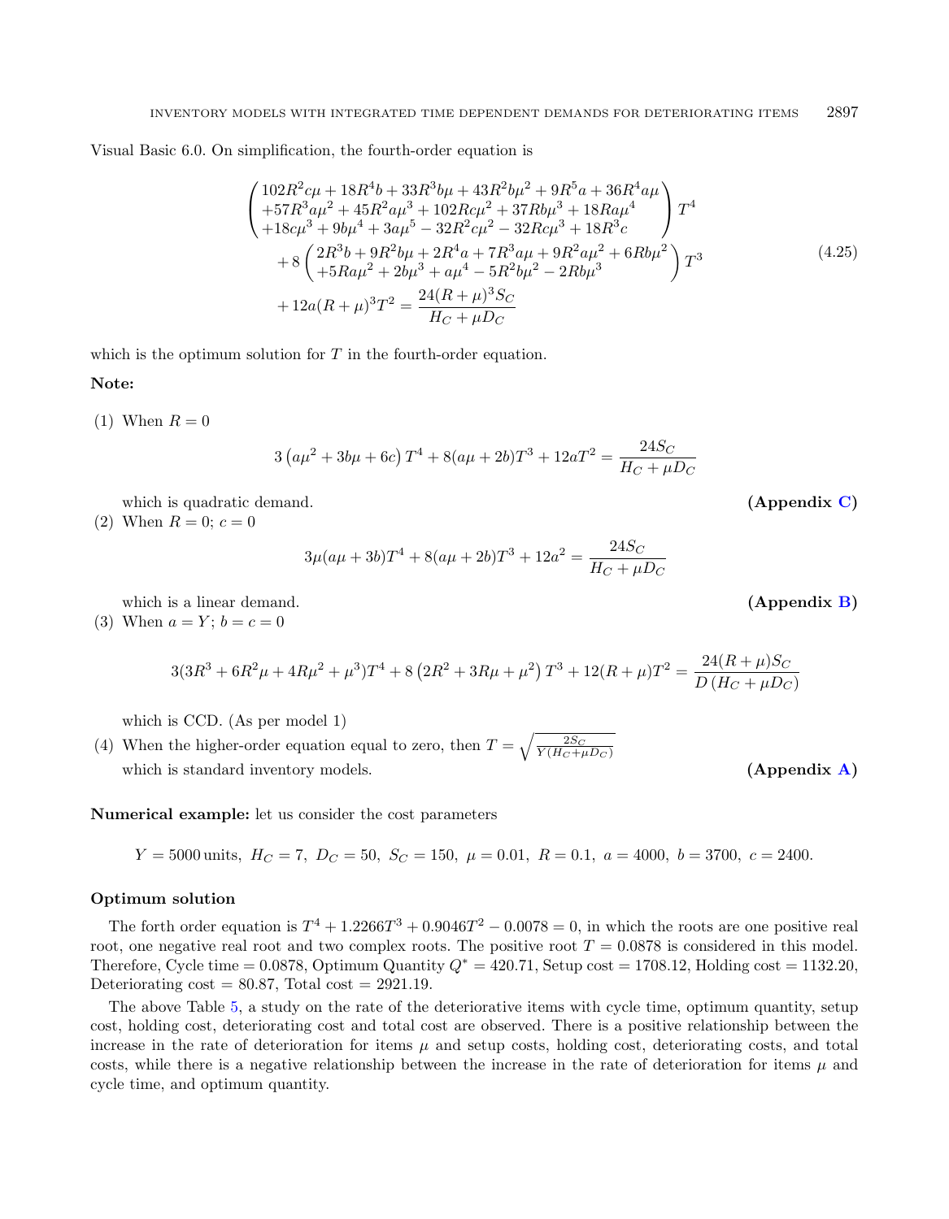Visual Basic 6.0. On simplification, the fourth-order equation is

$$
\begin{aligned}
&\begin{pmatrix} 102R^2c\mu + 18R^4b + 33R^3b\mu + 43R^2b\mu^2 + 9R^5a + 36R^4a\mu \\ +57R^3a\mu^2 + 45R^2a\mu^3 + 102Rc\mu^2 + 37Rb\mu^3 + 18Ra\mu^4 \\ +18c\mu^3 + 9b\mu^4 + 3a\mu^5 - 32R^2c\mu^2 - 32Rc\mu^3 + 18R^3c \end{pmatrix} T^4 \\
&\quad + 8\begin{pmatrix} 2R^3b + 9R^2b\mu + 2R^4a + 7R^3a\mu + 9R^2a\mu^2 + 6Rb\mu^2 \\ +5Ra\mu^2 + 2b\mu^3 + a\mu^4 - 5R^2b\mu^2 - 2Rb\mu^3 \end{pmatrix} T^3 \\
&\quad + 12a(R+\mu)^3T^2 = \frac{24(R+\mu)^3 S_C}{H_C + \mu D_C}
\end{aligned} \tag{4.25}
$$

which is the optimum solution for $T$ in the fourth-order equation.

**Note:**

(1) When $R = 0$

$$3\left(a\mu^2 + 3b\mu + 6c\right)T^4 + 8(a\mu + 2b)T^3 + 12aT^2 = \frac{24S_C}{H_C + \mu D_C}$$

which is quadratic demand. **(Appendix C)**

(2) When $R = 0$; $c = 0$

$$3\mu(a\mu + 3b)T^4 + 8(a\mu + 2b)T^3 + 12a^2 = \frac{24S_C}{H_C + \mu D_C}$$

which is a linear demand. **(Appendix B)**

(3) When $a = Y$; $b = c = 0$

$$3(3R^3 + 6R^2\mu + 4R\mu^2 + \mu^3)T^4 + 8\left(2R^2 + 3R\mu + \mu^2\right)T^3 + 12(R+\mu)T^2 = \frac{24(R+\mu)S_C}{D\left(H_C + \mu D_C\right)}$$

which is CCD. (As per model 1)

(4) When the higher-order equation equal to zero, then $T = \sqrt{\frac{2S_C}{Y(H_C + \mu D_C)}}$ which is standard inventory models. **(Appendix A)**

**Numerical example:** let us consider the cost parameters

$$Y = 5000\,\text{units},\ H_C = 7,\ D_C = 50,\ S_C = 150,\ \mu = 0.01,\ R = 0.1,\ a = 4000,\ b = 3700,\ c = 2400.$$

**Optimum solution**

The forth order equation is $T^4 + 1.2266T^3 + 0.9046T^2 - 0.0078 = 0$, in which the roots are one positive real root, one negative real root and two complex roots. The positive root $T = 0.0878$ is considered in this model. Therefore, Cycle time = 0.0878, Optimum Quantity $Q^* = 420.71$, Setup cost = 1708.12, Holding cost = 1132.20, Deteriorating cost = 80.87, Total cost = 2921.19.

The above Table 5, a study on the rate of the deteriorative items with cycle time, optimum quantity, setup cost, holding cost, deteriorating cost and total cost are observed. There is a positive relationship between the increase in the rate of deterioration for items $\mu$ and setup costs, holding cost, deteriorating costs, and total costs, while there is a negative relationship between the increase in the rate of deterioration for items $\mu$ and cycle time, and optimum quantity.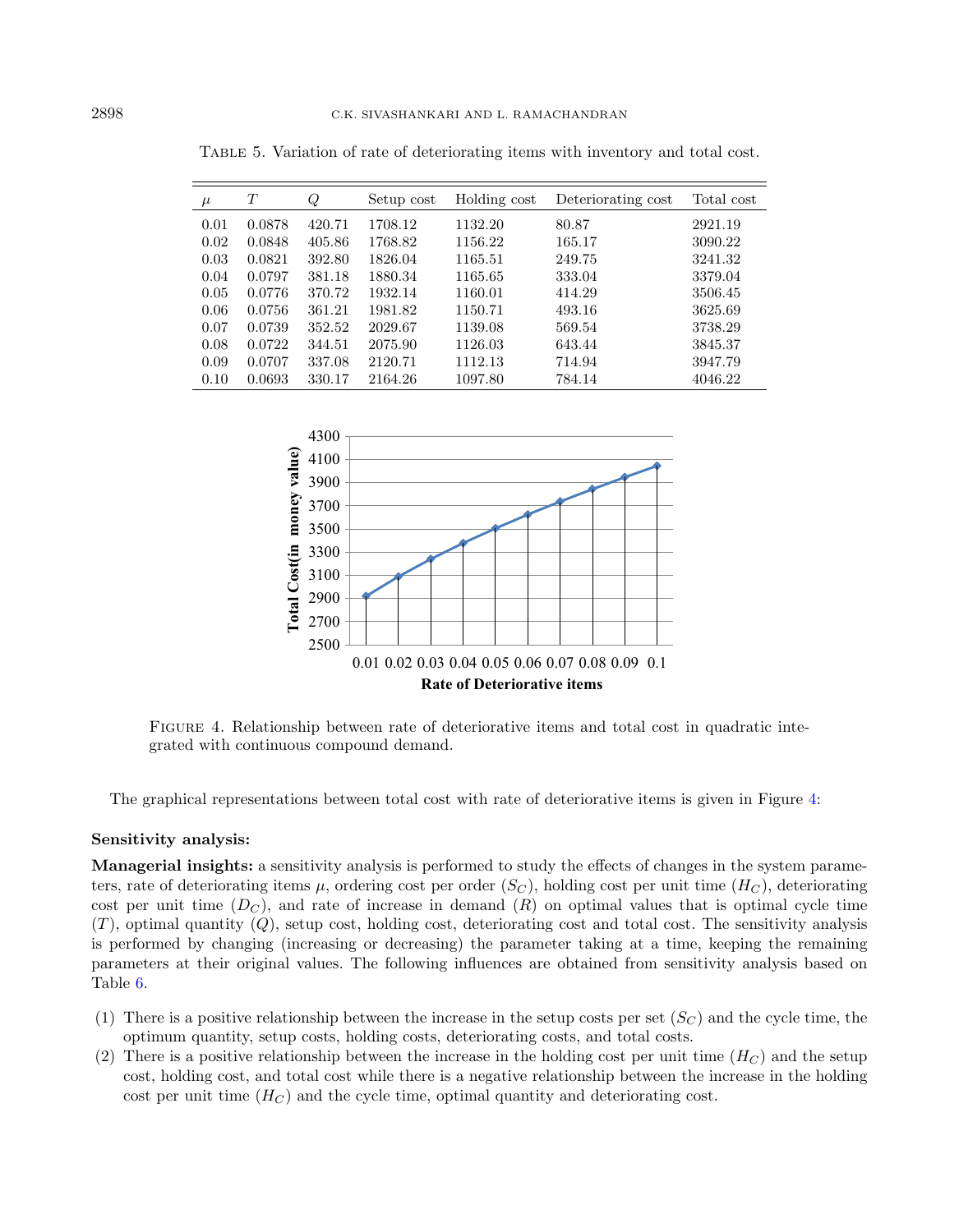Table 5. Variation of rate of deteriorating items with inventory and total cost.

| $\mu$ | $T$ | $Q$ | Setup cost | Holding cost | Deteriorating cost | Total cost |
|---|---|---|---|---|---|---|
| 0.01 | 0.0878 | 420.71 | 1708.12 | 1132.20 | 80.87 | 2921.19 |
| 0.02 | 0.0848 | 405.86 | 1768.82 | 1156.22 | 165.17 | 3090.22 |
| 0.03 | 0.0821 | 392.80 | 1826.04 | 1165.51 | 249.75 | 3241.32 |
| 0.04 | 0.0797 | 381.18 | 1880.34 | 1165.65 | 333.04 | 3379.04 |
| 0.05 | 0.0776 | 370.72 | 1932.14 | 1160.01 | 414.29 | 3506.45 |
| 0.06 | 0.0756 | 361.21 | 1981.82 | 1150.71 | 493.16 | 3625.69 |
| 0.07 | 0.0739 | 352.52 | 2029.67 | 1139.08 | 569.54 | 3738.29 |
| 0.08 | 0.0722 | 344.51 | 2075.90 | 1126.03 | 643.44 | 3845.37 |
| 0.09 | 0.0707 | 337.08 | 2120.71 | 1112.13 | 714.94 | 3947.79 |
| 0.10 | 0.0693 | 330.17 | 2164.26 | 1097.80 | 784.14 | 4046.22 |

Figure 4. Relationship between rate of deteriorative items and total cost in quadratic integrated with continuous compound demand.

The graphical representations between total cost with rate of deteriorative items is given in Figure 4:

**Sensitivity analysis:**

**Managerial insights:** a sensitivity analysis is performed to study the effects of changes in the system parameters, rate of deteriorating items $\mu$, ordering cost per order ($S_C$), holding cost per unit time ($H_C$), deteriorating cost per unit time ($D_C$), and rate of increase in demand ($R$) on optimal values that is optimal cycle time ($T$), optimal quantity ($Q$), setup cost, holding cost, deteriorating cost and total cost. The sensitivity analysis is performed by changing (increasing or decreasing) the parameter taking at a time, keeping the remaining parameters at their original values. The following influences are obtained from sensitivity analysis based on Table 6.

(1) There is a positive relationship between the increase in the setup costs per set ($S_C$) and the cycle time, the optimum quantity, setup costs, holding costs, deteriorating costs, and total costs.
(2) There is a positive relationship between the increase in the holding cost per unit time ($H_C$) and the setup cost, holding cost, and total cost while there is a negative relationship between the increase in the holding cost per unit time ($H_C$) and the cycle time, optimal quantity and deteriorating cost.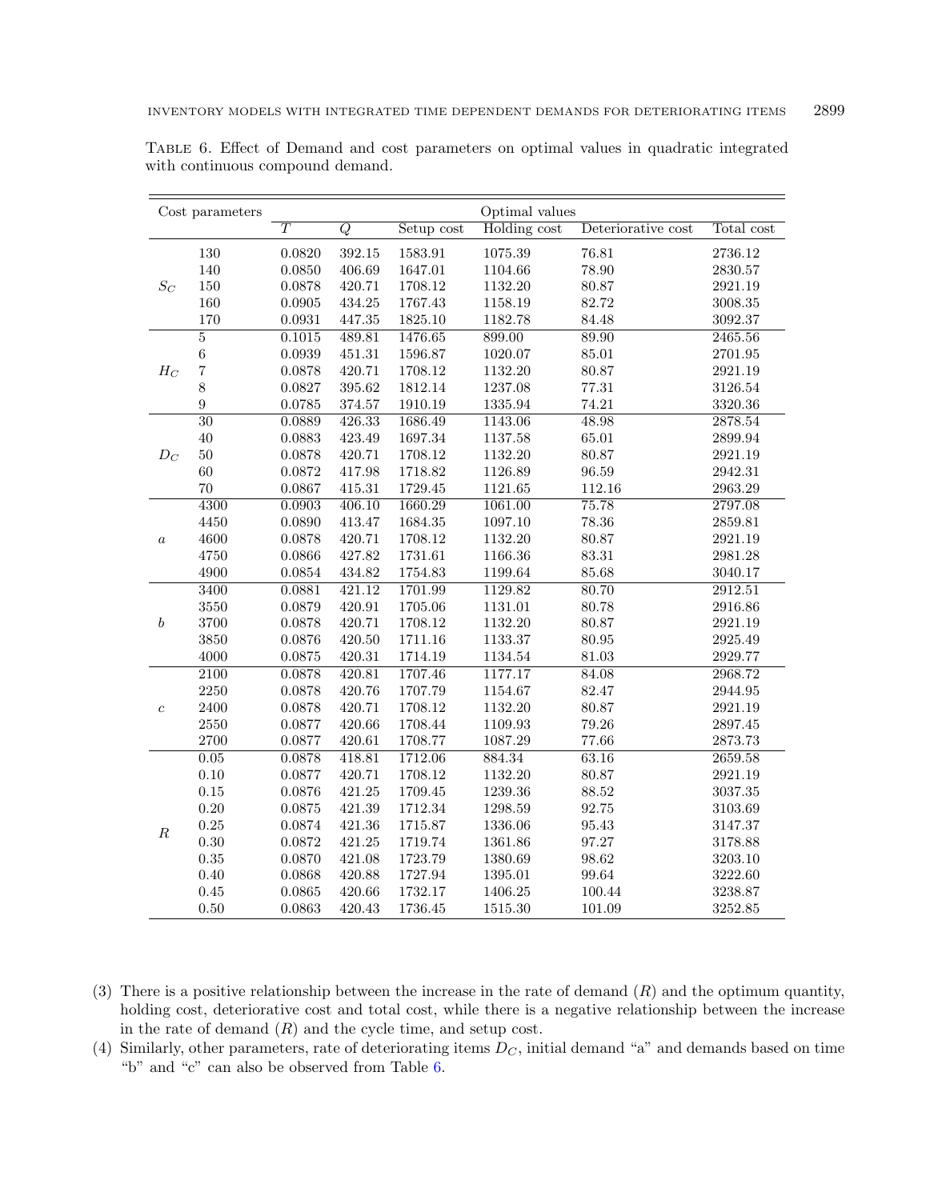Table 6. Effect of Demand and cost parameters on optimal values in quadratic integrated with continuous compound demand.

| Cost parameters | | Optimal values | | | | | |
|---|---|---|---|---|---|---|---|
| | | $T$ | $Q$ | Setup cost | Holding cost | Deteriorative cost | Total cost |
| $S_C$ | 130 | 0.0820 | 392.15 | 1583.91 | 1075.39 | 76.81 | 2736.12 |
| | 140 | 0.0850 | 406.69 | 1647.01 | 1104.66 | 78.90 | 2830.57 |
| | 150 | 0.0878 | 420.71 | 1708.12 | 1132.20 | 80.87 | 2921.19 |
| | 160 | 0.0905 | 434.25 | 1767.43 | 1158.19 | 82.72 | 3008.35 |
| | 170 | 0.0931 | 447.35 | 1825.10 | 1182.78 | 84.48 | 3092.37 |
| $H_C$ | 5 | 0.1015 | 489.81 | 1476.65 | 899.00 | 89.90 | 2465.56 |
| | 6 | 0.0939 | 451.31 | 1596.87 | 1020.07 | 85.01 | 2701.95 |
| | 7 | 0.0878 | 420.71 | 1708.12 | 1132.20 | 80.87 | 2921.19 |
| | 8 | 0.0827 | 395.62 | 1812.14 | 1237.08 | 77.31 | 3126.54 |
| | 9 | 0.0785 | 374.57 | 1910.19 | 1335.94 | 74.21 | 3320.36 |
| $D_C$ | 30 | 0.0889 | 426.33 | 1686.49 | 1143.06 | 48.98 | 2878.54 |
| | 40 | 0.0883 | 423.49 | 1697.34 | 1137.58 | 65.01 | 2899.94 |
| | 50 | 0.0878 | 420.71 | 1708.12 | 1132.20 | 80.87 | 2921.19 |
| | 60 | 0.0872 | 417.98 | 1718.82 | 1126.89 | 96.59 | 2942.31 |
| | 70 | 0.0867 | 415.31 | 1729.45 | 1121.65 | 112.16 | 2963.29 |
| $a$ | 4300 | 0.0903 | 406.10 | 1660.29 | 1061.00 | 75.78 | 2797.08 |
| | 4450 | 0.0890 | 413.47 | 1684.35 | 1097.10 | 78.36 | 2859.81 |
| | 4600 | 0.0878 | 420.71 | 1708.12 | 1132.20 | 80.87 | 2921.19 |
| | 4750 | 0.0866 | 427.82 | 1731.61 | 1166.36 | 83.31 | 2981.28 |
| | 4900 | 0.0854 | 434.82 | 1754.83 | 1199.64 | 85.68 | 3040.17 |
| $b$ | 3400 | 0.0881 | 421.12 | 1701.99 | 1129.82 | 80.70 | 2912.51 |
| | 3550 | 0.0879 | 420.91 | 1705.06 | 1131.01 | 80.78 | 2916.86 |
| | 3700 | 0.0878 | 420.71 | 1708.12 | 1132.20 | 80.87 | 2921.19 |
| | 3850 | 0.0876 | 420.50 | 1711.16 | 1133.37 | 80.95 | 2925.49 |
| | 4000 | 0.0875 | 420.31 | 1714.19 | 1134.54 | 81.03 | 2929.77 |
| $c$ | 2100 | 0.0878 | 420.81 | 1707.46 | 1177.17 | 84.08 | 2968.72 |
| | 2250 | 0.0878 | 420.76 | 1707.79 | 1154.67 | 82.47 | 2944.95 |
| | 2400 | 0.0878 | 420.71 | 1708.12 | 1132.20 | 80.87 | 2921.19 |
| | 2550 | 0.0877 | 420.66 | 1708.44 | 1109.93 | 79.26 | 2897.45 |
| | 2700 | 0.0877 | 420.61 | 1708.77 | 1087.29 | 77.66 | 2873.73 |
| $R$ | 0.05 | 0.0878 | 418.81 | 1712.06 | 884.34 | 63.16 | 2659.58 |
| | 0.10 | 0.0877 | 420.71 | 1708.12 | 1132.20 | 80.87 | 2921.19 |
| | 0.15 | 0.0876 | 421.25 | 1709.45 | 1239.36 | 88.52 | 3037.35 |
| | 0.20 | 0.0875 | 421.39 | 1712.34 | 1298.59 | 92.75 | 3103.69 |
| | 0.25 | 0.0874 | 421.36 | 1715.87 | 1336.06 | 95.43 | 3147.37 |
| | 0.30 | 0.0872 | 421.25 | 1719.74 | 1361.86 | 97.27 | 3178.88 |
| | 0.35 | 0.0870 | 421.08 | 1723.79 | 1380.69 | 98.62 | 3203.10 |
| | 0.40 | 0.0868 | 420.88 | 1727.94 | 1395.01 | 99.64 | 3222.60 |
| | 0.45 | 0.0865 | 420.66 | 1732.17 | 1406.25 | 100.44 | 3238.87 |
| | 0.50 | 0.0863 | 420.43 | 1736.45 | 1515.30 | 101.09 | 3252.85 |

(3) There is a positive relationship between the increase in the rate of demand ($R$) and the optimum quantity, holding cost, deteriorative cost and total cost, while there is a negative relationship between the increase in the rate of demand ($R$) and the cycle time, and setup cost.

(4) Similarly, other parameters, rate of deteriorating items $D_C$, initial demand "a" and demands based on time "b" and "c" can also be observed from Table 6.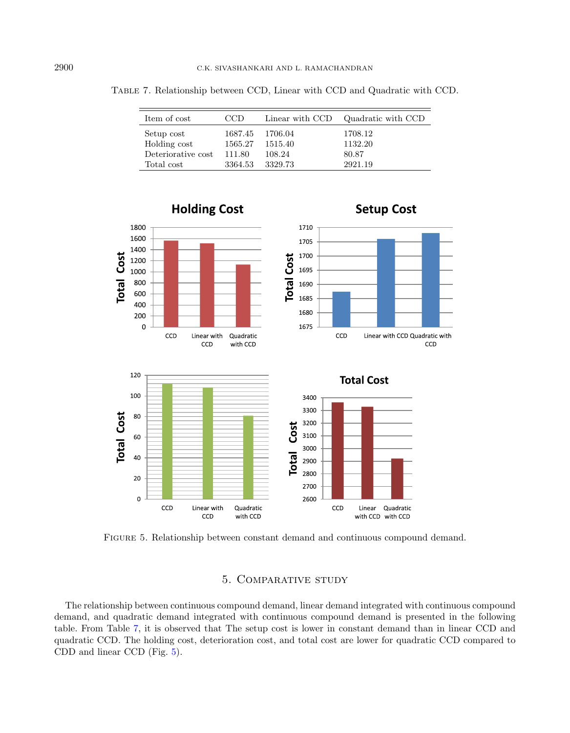Table 7. Relationship between CCD, Linear with CCD and Quadratic with CCD.

| Item of cost | CCD | Linear with CCD | Quadratic with CCD |
|---|---|---|---|
| Setup cost | 1687.45 | 1706.04 | 1708.12 |
| Holding cost | 1565.27 | 1515.40 | 1132.20 |
| Deteriorative cost | 111.80 | 108.24 | 80.87 |
| Total cost | 3364.53 | 3329.73 | 2921.19 |

Holding Cost

Total Cost

1800
1600
1400
1200
1000
800
600
400
200
0

CCD
Linear with CCD
Quadratic with CCD

Setup Cost

Total Cost

1710
1705
1700
1695
1690
1685
1680
1675

CCD
Linear with CCD
Quadratic with CCD

Total Cost

120
100
80
60
40
20
0

CCD
Linear with CCD
Quadratic with CCD

Total Cost

Total Cost

3400
3300
3200
3100
3000
2900
2800
2700
2600

CCD
Linear with CCD
Quadratic with CCD

Figure 5. Relationship between constant demand and continuous compound demand.

## 5. Comparative study

The relationship between continuous compound demand, linear demand integrated with continuous compound demand, and quadratic demand integrated with continuous compound demand is presented in the following table. From Table 7, it is observed that The setup cost is lower in constant demand than in linear CCD and quadratic CCD. The holding cost, deterioration cost, and total cost are lower for quadratic CCD compared to CDD and linear CCD (Fig. 5).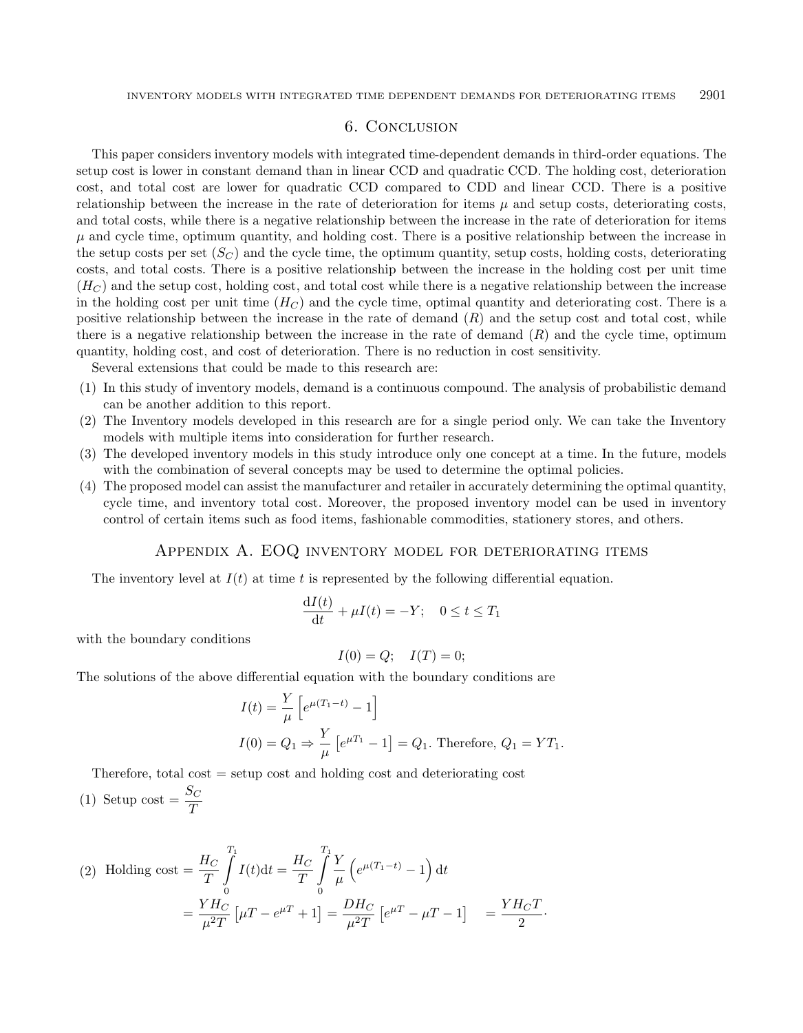## 6. Conclusion

This paper considers inventory models with integrated time-dependent demands in third-order equations. The setup cost is lower in constant demand than in linear CCD and quadratic CCD. The holding cost, deterioration cost, and total cost are lower for quadratic CCD compared to CDD and linear CCD. There is a positive relationship between the increase in the rate of deterioration for items $\mu$ and setup costs, deteriorating costs, and total costs, while there is a negative relationship between the increase in the rate of deterioration for items $\mu$ and cycle time, optimum quantity, and holding cost. There is a positive relationship between the increase in the setup costs per set ($S_C$) and the cycle time, the optimum quantity, setup costs, holding costs, deteriorating costs, and total costs. There is a positive relationship between the increase in the holding cost per unit time ($H_C$) and the setup cost, holding cost, and total cost while there is a negative relationship between the increase in the holding cost per unit time ($H_C$) and the cycle time, optimal quantity and deteriorating cost. There is a positive relationship between the increase in the rate of demand ($R$) and the setup cost and total cost, while there is a negative relationship between the increase in the rate of demand ($R$) and the cycle time, optimum quantity, holding cost, and cost of deterioration. There is no reduction in cost sensitivity.

Several extensions that could be made to this research are:

(1) In this study of inventory models, demand is a continuous compound. The analysis of probabilistic demand can be another addition to this report.
(2) The Inventory models developed in this research are for a single period only. We can take the Inventory models with multiple items into consideration for further research.
(3) The developed inventory models in this study introduce only one concept at a time. In the future, models with the combination of several concepts may be used to determine the optimal policies.
(4) The proposed model can assist the manufacturer and retailer in accurately determining the optimal quantity, cycle time, and inventory total cost. Moreover, the proposed inventory model can be used in inventory control of certain items such as food items, fashionable commodities, stationery stores, and others.

## Appendix A. EOQ inventory model for deteriorating items

The inventory level at $I(t)$ at time $t$ is represented by the following differential equation.

$$\frac{\mathrm{d}I(t)}{\mathrm{d}t} + \mu I(t) = -Y; \quad 0 \leq t \leq T_1$$

with the boundary conditions

$$I(0) = Q; \quad I(T) = 0;$$

The solutions of the above differential equation with the boundary conditions are

$$I(t) = \frac{Y}{\mu}\left[e^{\mu(T_1 - t)} - 1\right]$$

$$I(0) = Q_1 \Rightarrow \frac{Y}{\mu}\left[e^{\mu T_1} - 1\right] = Q_1. \text{ Therefore, } Q_1 = YT_1.$$

Therefore, total cost = setup cost and holding cost and deteriorating cost

(1) Setup cost $= \dfrac{S_C}{T}$

(2) Holding cost $= \dfrac{H_C}{T}\displaystyle\int_0^{T_1} I(t)\mathrm{d}t = \dfrac{H_C}{T}\displaystyle\int_0^{T_1} \dfrac{Y}{\mu}\left(e^{\mu(T_1 - t)} - 1\right)\mathrm{d}t$

$$= \frac{YH_C}{\mu^2 T}\left[\mu T - e^{\mu T} + 1\right] = \frac{DH_C}{\mu^2 T}\left[e^{\mu T} - \mu T - 1\right] \quad = \frac{YH_C T}{2}.$$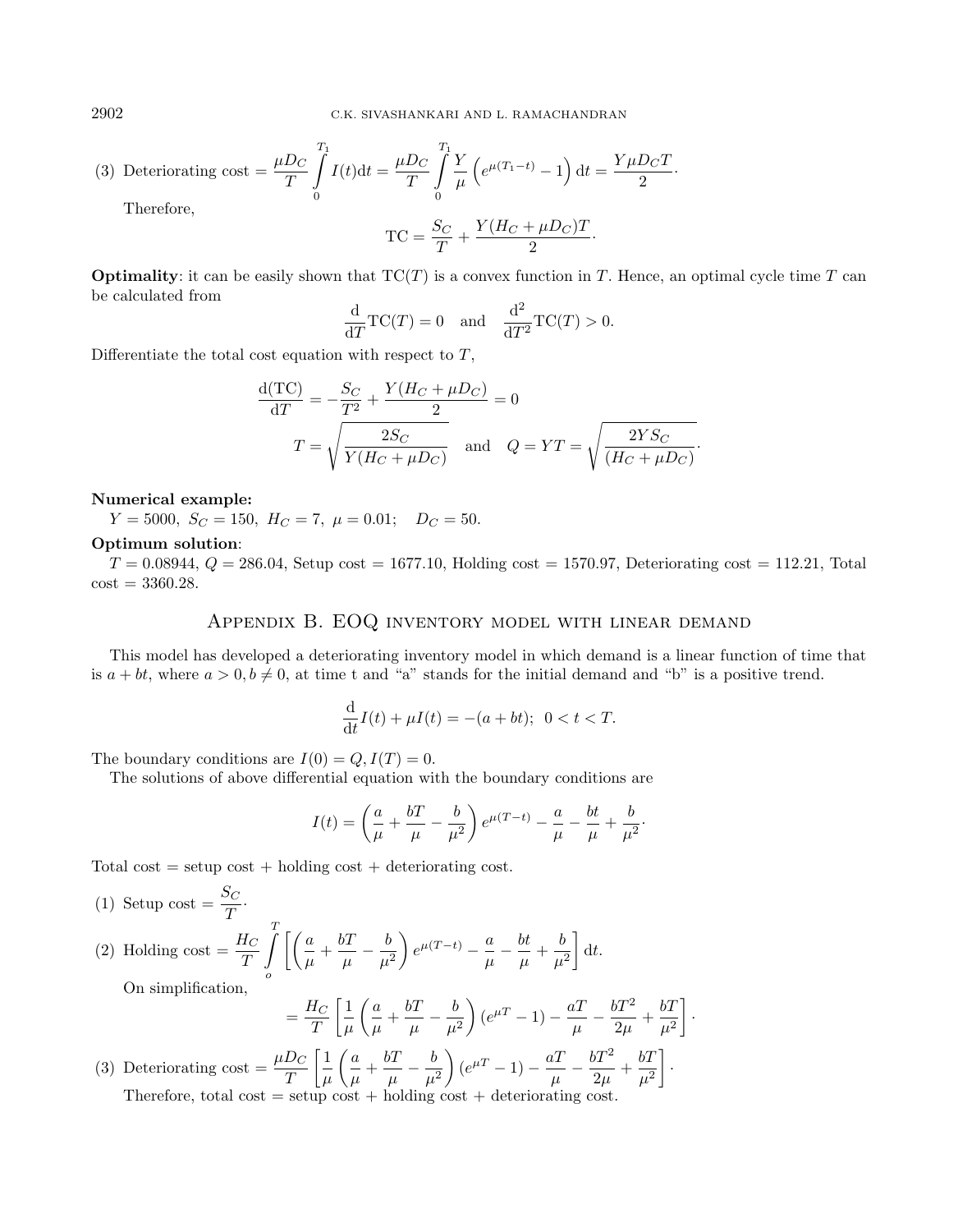(3) Deteriorating cost $= \dfrac{\mu D_C}{T}\displaystyle\int_0^{T_1} I(t)\mathrm{d}t = \dfrac{\mu D_C}{T}\int_0^{T_1} \dfrac{Y}{\mu}\left(e^{\mu(T_1-t)}-1\right)\mathrm{d}t = \dfrac{Y\mu D_C T}{2}\cdot$

Therefore,

$$\mathrm{TC} = \frac{S_C}{T} + \frac{Y(H_C+\mu D_C)T}{2}\cdot$$

**Optimality**: it can be easily shown that $\mathrm{TC}(T)$ is a convex function in $T$. Hence, an optimal cycle time $T$ can be calculated from

$$\frac{\mathrm{d}}{\mathrm{d}T}\mathrm{TC}(T) = 0 \quad \text{and} \quad \frac{\mathrm{d}^2}{\mathrm{d}T^2}\mathrm{TC}(T) > 0.$$

Differentiate the total cost equation with respect to $T$,

$$\frac{\mathrm{d(TC)}}{\mathrm{d}T} = -\frac{S_C}{T^2} + \frac{Y(H_C+\mu D_C)}{2} = 0$$

$$T = \sqrt{\frac{2S_C}{Y(H_C+\mu D_C)}} \quad \text{and} \quad Q = YT = \sqrt{\frac{2YS_C}{(H_C+\mu D_C)}}\cdot$$

**Numerical example:**

$Y = 5000,\ S_C = 150,\ H_C = 7,\ \mu = 0.01;\quad D_C = 50.$

**Optimum solution**:

$T = 0.08944$, $Q = 286.04$, Setup cost = 1677.10, Holding cost = 1570.97, Deteriorating cost = 112.21, Total cost = 3360.28.

## Appendix B. EOQ inventory model with linear demand

This model has developed a deteriorating inventory model in which demand is a linear function of time that is $a + bt$, where $a > 0, b \neq 0$, at time t and "a" stands for the initial demand and "b" is a positive trend.

$$\frac{\mathrm{d}}{\mathrm{d}t}I(t) + \mu I(t) = -(a+bt);\ \ 0 < t < T.$$

The boundary conditions are $I(0) = Q, I(T) = 0$.

The solutions of above differential equation with the boundary conditions are

$$I(t) = \left(\frac{a}{\mu} + \frac{bT}{\mu} - \frac{b}{\mu^2}\right)e^{\mu(T-t)} - \frac{a}{\mu} - \frac{bt}{\mu} + \frac{b}{\mu^2}\cdot$$

Total cost = setup cost + holding cost + deteriorating cost.

(1) Setup cost $= \dfrac{S_C}{T}\cdot$

(2) Holding cost $= \dfrac{H_C}{T}\displaystyle\int_o^T \left[\left(\frac{a}{\mu} + \frac{bT}{\mu} - \frac{b}{\mu^2}\right)e^{\mu(T-t)} - \frac{a}{\mu} - \frac{bt}{\mu} + \frac{b}{\mu^2}\right]\mathrm{d}t.$

On simplification,

$$= \frac{H_C}{T}\left[\frac{1}{\mu}\left(\frac{a}{\mu} + \frac{bT}{\mu} - \frac{b}{\mu^2}\right)(e^{\mu T}-1) - \frac{aT}{\mu} - \frac{bT^2}{2\mu} + \frac{bT}{\mu^2}\right]\cdot$$

(3) Deteriorating cost $= \dfrac{\mu D_C}{T}\left[\dfrac{1}{\mu}\left(\dfrac{a}{\mu} + \dfrac{bT}{\mu} - \dfrac{b}{\mu^2}\right)(e^{\mu T}-1) - \dfrac{aT}{\mu} - \dfrac{bT^2}{2\mu} + \dfrac{bT}{\mu^2}\right]\cdot$

Therefore, total cost = setup cost + holding cost + deteriorating cost.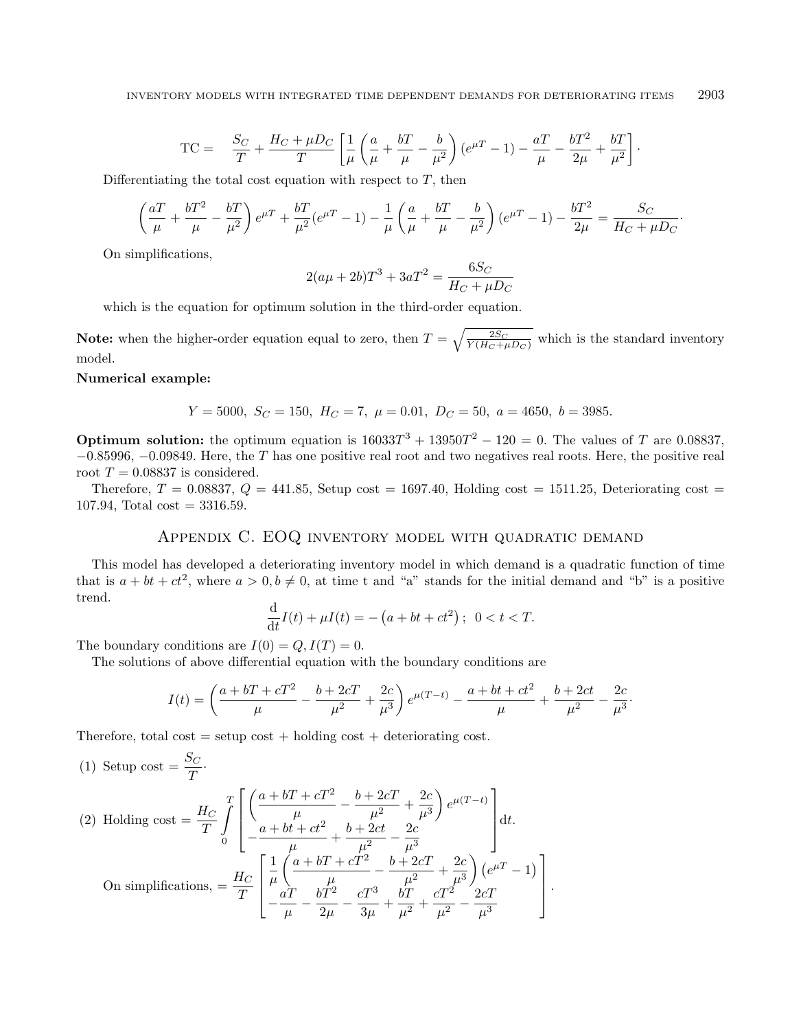$$\text{TC} = \quad \frac{S_C}{T} + \frac{H_C + \mu D_C}{T}\left[\frac{1}{\mu}\left(\frac{a}{\mu} + \frac{bT}{\mu} - \frac{b}{\mu^2}\right)(e^{\mu T} - 1) - \frac{aT}{\mu} - \frac{bT^2}{2\mu} + \frac{bT}{\mu^2}\right]\cdot$$

Differentiating the total cost equation with respect to $T$, then

$$\left(\frac{aT}{\mu} + \frac{bT^2}{\mu} - \frac{bT}{\mu^2}\right)e^{\mu T} + \frac{bT}{\mu^2}(e^{\mu T} - 1) - \frac{1}{\mu}\left(\frac{a}{\mu} + \frac{bT}{\mu} - \frac{b}{\mu^2}\right)(e^{\mu T} - 1) - \frac{bT^2}{2\mu} = \frac{S_C}{H_C + \mu D_C}\cdot$$

On simplifications,

$$2(a\mu + 2b)T^3 + 3aT^2 = \frac{6S_C}{H_C + \mu D_C}$$

which is the equation for optimum solution in the third-order equation.

**Note:** when the higher-order equation equal to zero, then $T = \sqrt{\frac{2S_C}{Y(H_C + \mu D_C)}}$ which is the standard inventory model.

**Numerical example:**

$$Y = 5000,\ S_C = 150,\ H_C = 7,\ \mu = 0.01,\ D_C = 50,\ a = 4650,\ b = 3985.$$

**Optimum solution:** the optimum equation is $16033T^3 + 13950T^2 - 120 = 0$. The values of $T$ are 0.08837, −0.85996, −0.09849. Here, the $T$ has one positive real root and two negatives real roots. Here, the positive real root $T = 0.08837$ is considered.

Therefore, $T = 0.08837$, $Q = 441.85$, Setup cost = 1697.40, Holding cost = 1511.25, Deteriorating cost = 107.94, Total cost = 3316.59.

## Appendix C. EOQ inventory model with quadratic demand

This model has developed a deteriorating inventory model in which demand is a quadratic function of time that is $a + bt + ct^2$, where $a > 0, b \neq 0$, at time t and "a" stands for the initial demand and "b" is a positive trend.

$$\frac{\mathrm{d}}{\mathrm{d}t}I(t) + \mu I(t) = -\left(a + bt + ct^2\right);\ \ 0 < t < T.$$

The boundary conditions are $I(0) = Q, I(T) = 0$.

The solutions of above differential equation with the boundary conditions are

$$I(t) = \left(\frac{a + bT + cT^2}{\mu} - \frac{b + 2cT}{\mu^2} + \frac{2c}{\mu^3}\right)e^{\mu(T-t)} - \frac{a + bt + ct^2}{\mu} + \frac{b + 2ct}{\mu^2} - \frac{2c}{\mu^3}\cdot$$

Therefore, total cost = setup cost + holding cost + deteriorating cost.

(1) Setup cost $= \frac{S_C}{T}\cdot$

(2) Holding cost $= \frac{H_C}{T}\int_0^T \left[\begin{array}{l}\left(\frac{a + bT + cT^2}{\mu} - \frac{b + 2cT}{\mu^2} + \frac{2c}{\mu^3}\right)e^{\mu(T-t)} \\ -\frac{a + bt + ct^2}{\mu} + \frac{b + 2ct}{\mu^2} - \frac{2c}{\mu^3}\end{array}\right]\mathrm{d}t.$

On simplifications, $= \frac{H_C}{T}\left[\begin{array}{l}\frac{1}{\mu}\left(\frac{a + bT + cT^2}{\mu} - \frac{b + 2cT}{\mu^2} + \frac{2c}{\mu^3}\right)\left(e^{\mu T} - 1\right) \\ -\frac{aT}{\mu} - \frac{bT^2}{2\mu} - \frac{cT^3}{3\mu} + \frac{bT}{\mu^2} + \frac{cT^2}{\mu^2} - \frac{2cT}{\mu^3}\end{array}\right].$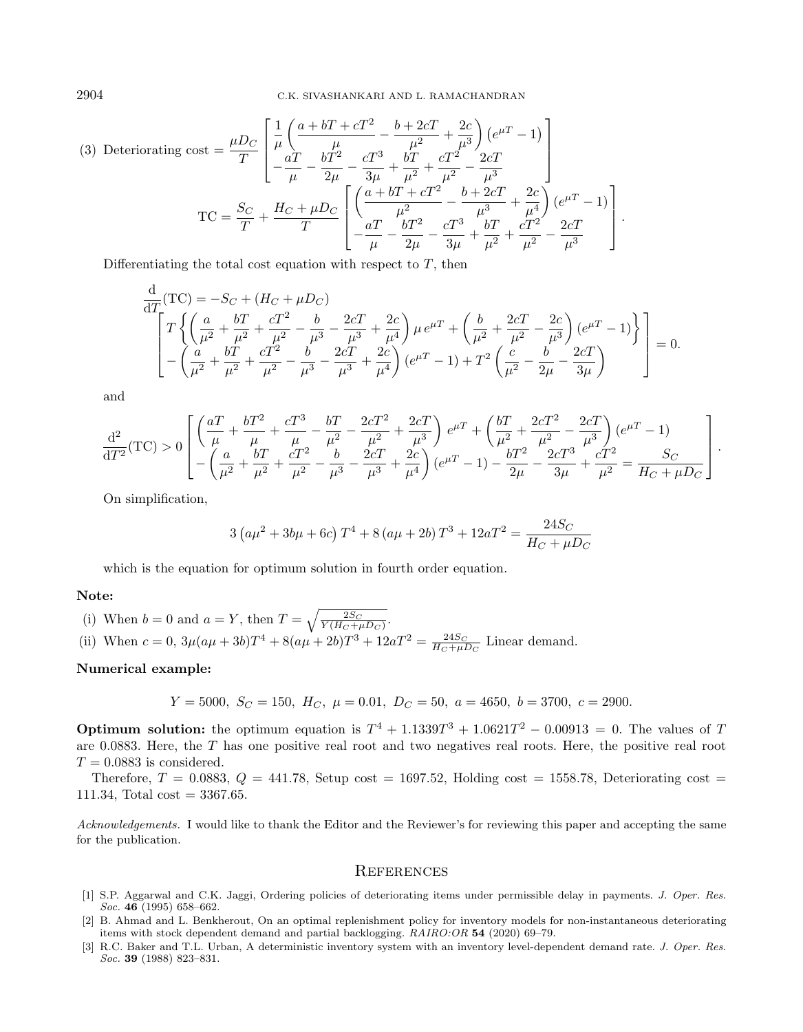(3) Deteriorating cost $= \dfrac{\mu D_C}{T}\left[\begin{array}{l}\dfrac{1}{\mu}\left(\dfrac{a+bT+cT^2}{\mu}-\dfrac{b+2cT}{\mu^2}+\dfrac{2c}{\mu^3}\right)\left(e^{\mu T}-1\right)\\ -\dfrac{aT}{\mu}-\dfrac{bT^2}{2\mu}-\dfrac{cT^3}{3\mu}+\dfrac{bT}{\mu^2}+\dfrac{cT^2}{\mu^2}-\dfrac{2cT}{\mu^3}\end{array}\right]$

$$\mathrm{TC} = \frac{S_C}{T} + \frac{H_C+\mu D_C}{T}\left[\begin{array}{l}\left(\dfrac{a+bT+cT^2}{\mu^2}-\dfrac{b+2cT}{\mu^3}+\dfrac{2c}{\mu^4}\right)\left(e^{\mu T}-1\right)\\ -\dfrac{aT}{\mu}-\dfrac{bT^2}{2\mu}-\dfrac{cT^3}{3\mu}+\dfrac{bT}{\mu^2}+\dfrac{cT^2}{\mu^2}-\dfrac{2cT}{\mu^3}\end{array}\right].$$

Differentiating the total cost equation with respect to $T$, then

$$\frac{\mathrm{d}}{\mathrm{d}T}(\mathrm{TC}) = -S_C + (H_C+\mu D_C)$$
$$\left[\begin{array}{l}T\left\{\left(\dfrac{a}{\mu^2}+\dfrac{bT}{\mu^2}+\dfrac{cT^2}{\mu^2}-\dfrac{b}{\mu^3}-\dfrac{2cT}{\mu^3}+\dfrac{2c}{\mu^4}\right)\mu\, e^{\mu T}+\left(\dfrac{b}{\mu^2}+\dfrac{2cT}{\mu^2}-\dfrac{2c}{\mu^3}\right)\left(e^{\mu T}-1\right)\right\}\\ -\left(\dfrac{a}{\mu^2}+\dfrac{bT}{\mu^2}+\dfrac{cT^2}{\mu^2}-\dfrac{b}{\mu^3}-\dfrac{2cT}{\mu^3}+\dfrac{2c}{\mu^4}\right)\left(e^{\mu T}-1\right)+T^2\left(\dfrac{c}{\mu^2}-\dfrac{b}{2\mu}-\dfrac{2cT}{3\mu}\right)\end{array}\right]=0.$$

and

$$\frac{\mathrm{d}^2}{\mathrm{d}T^2}(\mathrm{TC})>0\left[\begin{array}{l}\left(\dfrac{aT}{\mu}+\dfrac{bT^2}{\mu}+\dfrac{cT^3}{\mu}-\dfrac{bT}{\mu^2}-\dfrac{2cT^2}{\mu^2}+\dfrac{2cT}{\mu^3}\right)e^{\mu T}+\left(\dfrac{bT}{\mu^2}+\dfrac{2cT^2}{\mu^2}-\dfrac{2cT}{\mu^3}\right)\left(e^{\mu T}-1\right)\\ -\left(\dfrac{a}{\mu^2}+\dfrac{bT}{\mu^2}+\dfrac{cT^2}{\mu^2}-\dfrac{b}{\mu^3}-\dfrac{2cT}{\mu^3}+\dfrac{2c}{\mu^4}\right)\left(e^{\mu T}-1\right)-\dfrac{bT^2}{2\mu}-\dfrac{2cT^3}{3\mu}+\dfrac{cT^2}{\mu^2}=\dfrac{S_C}{H_C+\mu D_C}\end{array}\right].$$

On simplification,

$$3\left(a\mu^2+3b\mu+6c\right)T^4+8\left(a\mu+2b\right)T^3+12aT^2=\frac{24S_C}{H_C+\mu D_C}$$

which is the equation for optimum solution in fourth order equation.

**Note:**

(i) When $b=0$ and $a=Y$, then $T=\sqrt{\frac{2S_C}{Y(H_C+\mu D_C)}}$.

(ii) When $c=0$, $3\mu(a\mu+3b)T^4+8(a\mu+2b)T^3+12aT^2=\frac{24S_C}{H_C+\mu D_C}$ Linear demand.

**Numerical example:**

$$Y=5000,\ S_C=150,\ H_C,\ \mu=0.01,\ D_C=50,\ a=4650,\ b=3700,\ c=2900.$$

**Optimum solution:** the optimum equation is $T^4+1.1339T^3+1.0621T^2-0.00913=0$. The values of $T$ are 0.0883. Here, the $T$ has one positive real root and two negatives real roots. Here, the positive real root $T=0.0883$ is considered.

Therefore, $T=0.0883$, $Q=441.78$, Setup cost = 1697.52, Holding cost = 1558.78, Deteriorating cost = 111.34, Total cost = 3367.65.

*Acknowledgements.* I would like to thank the Editor and the Reviewer's for reviewing this paper and accepting the same for the publication.

## References

[1] S.P. Aggarwal and C.K. Jaggi, Ordering policies of deteriorating items under permissible delay in payments. *J. Oper. Res. Soc.* **46** (1995) 658–662.

[2] B. Ahmad and L. Benkherout, On an optimal replenishment policy for inventory models for non-instantaneous deteriorating items with stock dependent demand and partial backlogging. *RAIRO:OR* **54** (2020) 69–79.

[3] R.C. Baker and T.L. Urban, A deterministic inventory system with an inventory level-dependent demand rate. *J. Oper. Res. Soc.* **39** (1988) 823–831.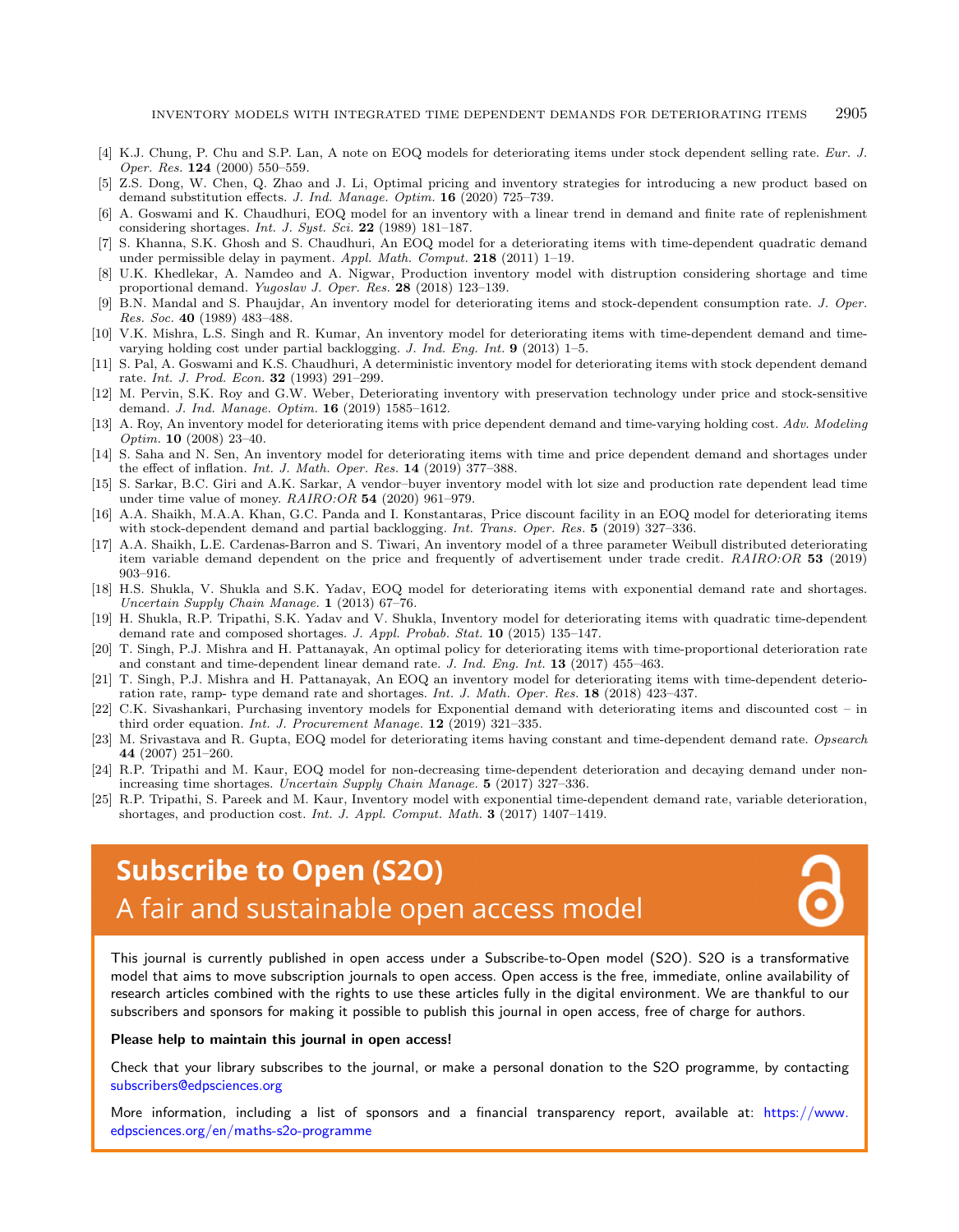[4] K.J. Chung, P. Chu and S.P. Lan, A note on EOQ models for deteriorating items under stock dependent selling rate. *Eur. J. Oper. Res.* **124** (2000) 550–559.

[5] Z.S. Dong, W. Chen, Q. Zhao and J. Li, Optimal pricing and inventory strategies for introducing a new product based on demand substitution effects. *J. Ind. Manage. Optim.* **16** (2020) 725–739.

[6] A. Goswami and K. Chaudhuri, EOQ model for an inventory with a linear trend in demand and finite rate of replenishment considering shortages. *Int. J. Syst. Sci.* **22** (1989) 181–187.

[7] S. Khanna, S.K. Ghosh and S. Chaudhuri, An EOQ model for a deteriorating items with time-dependent quadratic demand under permissible delay in payment. *Appl. Math. Comput.* **218** (2011) 1–19.

[8] U.K. Khedlekar, A. Namdeo and A. Nigwar, Production inventory model with distruption considering shortage and time proportional demand. *Yugoslav J. Oper. Res.* **28** (2018) 123–139.

[9] B.N. Mandal and S. Phaujdar, An inventory model for deteriorating items and stock-dependent consumption rate. *J. Oper. Res. Soc.* **40** (1989) 483–488.

[10] V.K. Mishra, L.S. Singh and R. Kumar, An inventory model for deteriorating items with time-dependent demand and time-varying holding cost under partial backlogging. *J. Ind. Eng. Int.* **9** (2013) 1–5.

[11] S. Pal, A. Goswami and K.S. Chaudhuri, A deterministic inventory model for deteriorating items with stock dependent demand rate. *Int. J. Prod. Econ.* **32** (1993) 291–299.

[12] M. Pervin, S.K. Roy and G.W. Weber, Deteriorating inventory with preservation technology under price and stock-sensitive demand. *J. Ind. Manage. Optim.* **16** (2019) 1585–1612.

[13] A. Roy, An inventory model for deteriorating items with price dependent demand and time-varying holding cost. *Adv. Modeling Optim.* **10** (2008) 23–40.

[14] S. Saha and N. Sen, An inventory model for deteriorating items with time and price dependent demand and shortages under the effect of inflation. *Int. J. Math. Oper. Res.* **14** (2019) 377–388.

[15] S. Sarkar, B.C. Giri and A.K. Sarkar, A vendor–buyer inventory model with lot size and production rate dependent lead time under time value of money. *RAIRO:OR* **54** (2020) 961–979.

[16] A.A. Shaikh, M.A.A. Khan, G.C. Panda and I. Konstantaras, Price discount facility in an EOQ model for deteriorating items with stock-dependent demand and partial backlogging. *Int. Trans. Oper. Res.* **5** (2019) 327–336.

[17] A.A. Shaikh, L.E. Cardenas-Barron and S. Tiwari, An inventory model of a three parameter Weibull distributed deteriorating item variable demand dependent on the price and frequently of advertisement under trade credit. *RAIRO:OR* **53** (2019) 903–916.

[18] H.S. Shukla, V. Shukla and S.K. Yadav, EOQ model for deteriorating items with exponential demand rate and shortages. *Uncertain Supply Chain Manage.* **1** (2013) 67–76.

[19] H. Shukla, R.P. Tripathi, S.K. Yadav and V. Shukla, Inventory model for deteriorating items with quadratic time-dependent demand rate and composed shortages. *J. Appl. Probab. Stat.* **10** (2015) 135–147.

[20] T. Singh, P.J. Mishra and H. Pattanayak, An optimal policy for deteriorating items with time-proportional deterioration rate and constant and time-dependent linear demand rate. *J. Ind. Eng. Int.* **13** (2017) 455–463.

[21] T. Singh, P.J. Mishra and H. Pattanayak, An EOQ an inventory model for deteriorating items with time-dependent deterioration rate, ramp- type demand rate and shortages. *Int. J. Math. Oper. Res.* **18** (2018) 423–437.

[22] C.K. Sivashankari, Purchasing inventory models for Exponential demand with deteriorating items and discounted cost – in third order equation. *Int. J. Procurement Manage.* **12** (2019) 321–335.

[23] M. Srivastava and R. Gupta, EOQ model for deteriorating items having constant and time-dependent demand rate. *Opsearch* **44** (2007) 251–260.

[24] R.P. Tripathi and M. Kaur, EOQ model for non-decreasing time-dependent deterioration and decaying demand under non-increasing time shortages. *Uncertain Supply Chain Manage.* **5** (2017) 327–336.

[25] R.P. Tripathi, S. Pareek and M. Kaur, Inventory model with exponential time-dependent demand rate, variable deterioration, shortages, and production cost. *Int. J. Appl. Comput. Math.* **3** (2017) 1407–1419.

## Subscribe to Open (S2O)

### A fair and sustainable open access model

This journal is currently published in open access under a Subscribe-to-Open model (S2O). S2O is a transformative model that aims to move subscription journals to open access. Open access is the free, immediate, online availability of research articles combined with the rights to use these articles fully in the digital environment. We are thankful to our subscribers and sponsors for making it possible to publish this journal in open access, free of charge for authors.

**Please help to maintain this journal in open access!**

Check that your library subscribes to the journal, or make a personal donation to the S2O programme, by contacting subscribers@edpsciences.org

More information, including a list of sponsors and a financial transparency report, available at: https://www.edpsciences.org/en/maths-s2o-programme